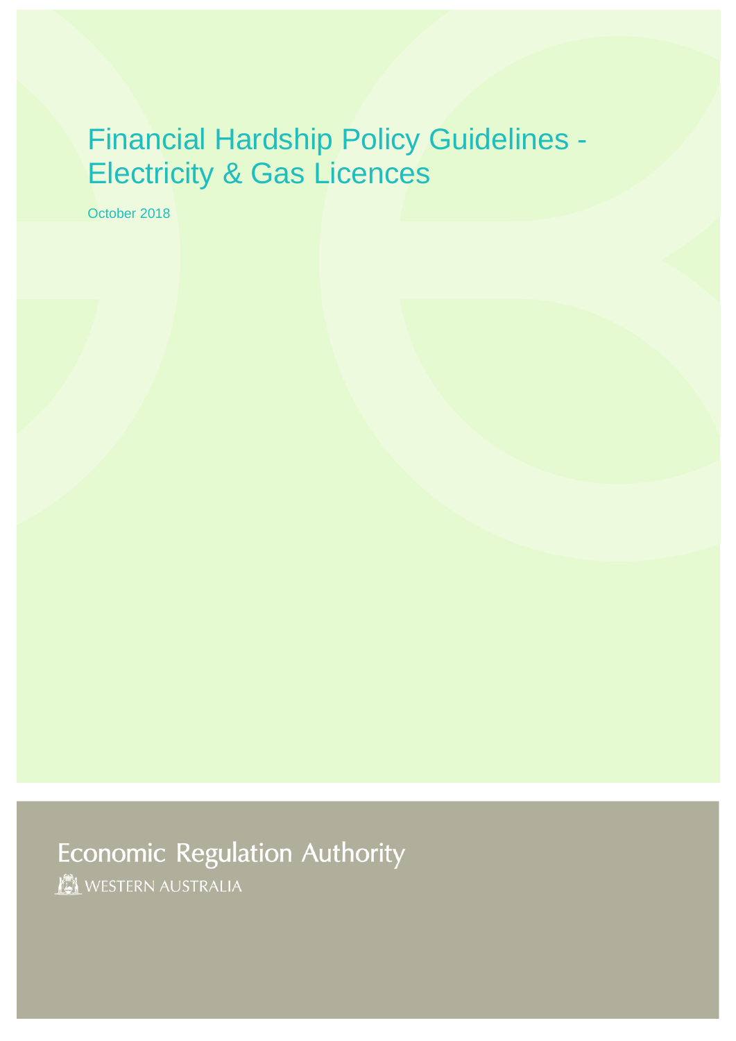# Financial Hardship Policy Guidelines - Electricity & Gas Licences

October 2018

Economic Regulation Authority

WESTERN AUSTRALIA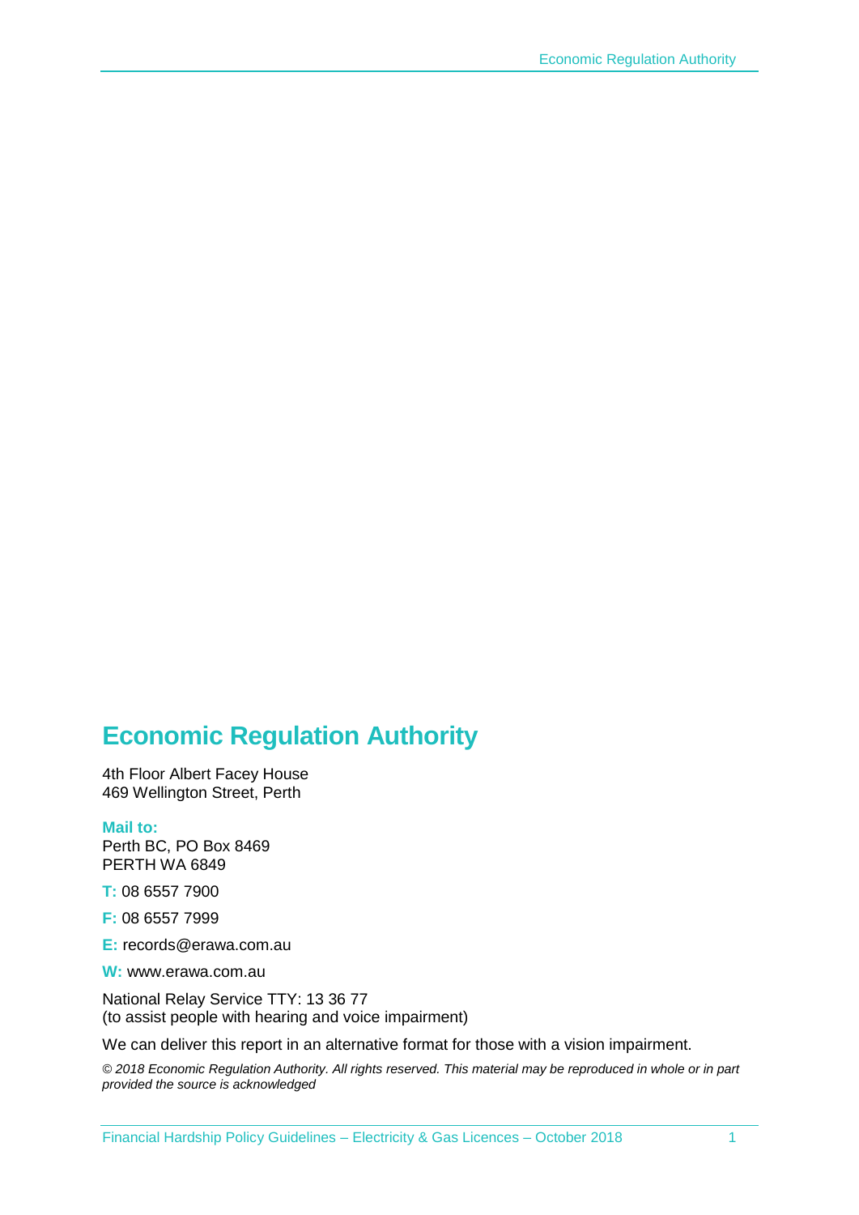# Economic Regulation Authority

4th Floor Albert Facey House
469 Wellington Street, Perth

**Mail to:**
Perth BC, PO Box 8469
PERTH WA 6849

**T:** 08 6557 7900

**F:** 08 6557 7999

**E:** records@erawa.com.au

**W:** www.erawa.com.au

National Relay Service TTY: 13 36 77
(to assist people with hearing and voice impairment)

We can deliver this report in an alternative format for those with a vision impairment.

*© 2018 Economic Regulation Authority. All rights reserved. This material may be reproduced in whole or in part provided the source is acknowledged*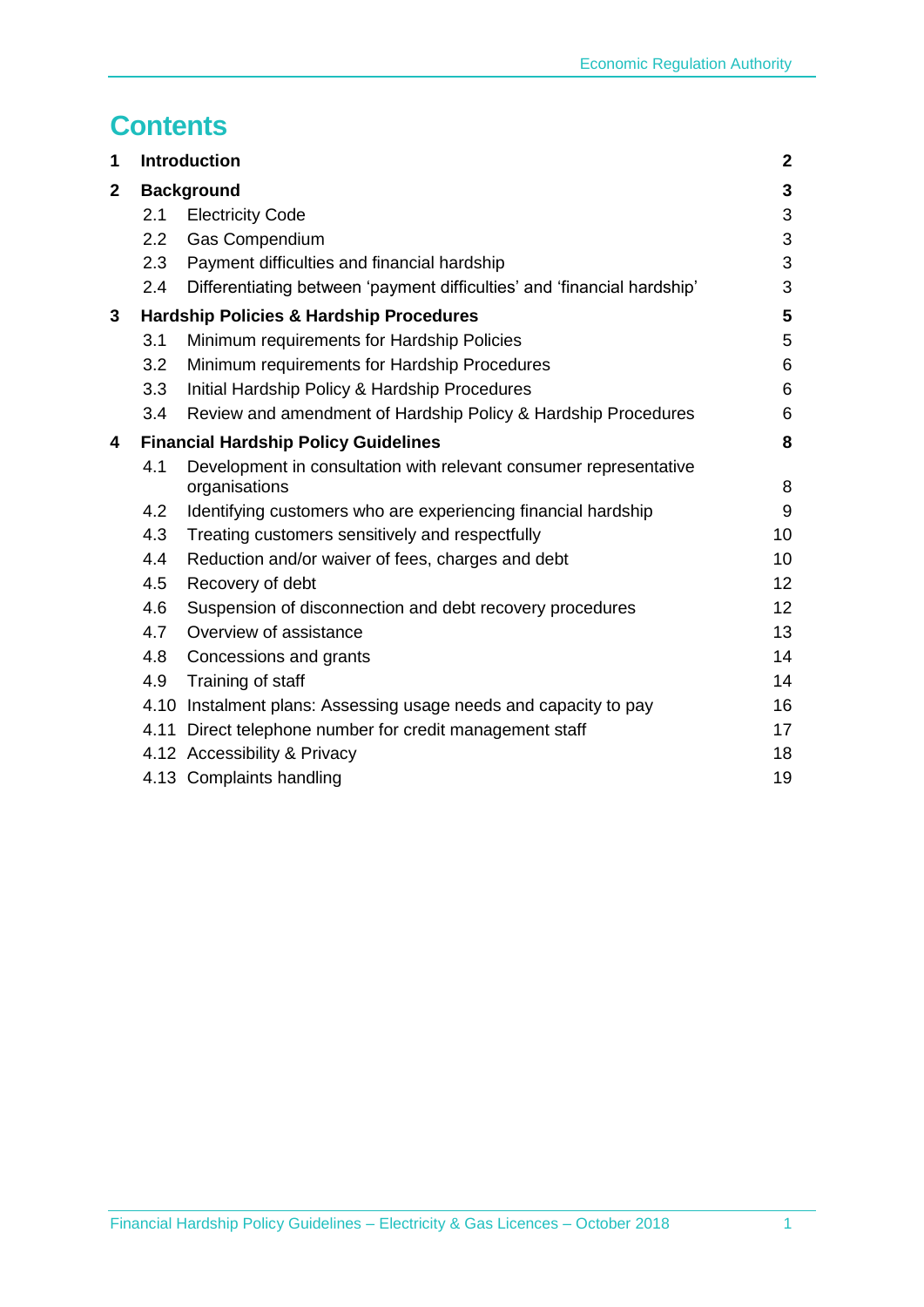# Contents

| | | |
|---|---|---|
| **1** | **Introduction** | **2** |
| **2** | **Background** | **3** |
| 2.1 | Electricity Code | 3 |
| 2.2 | Gas Compendium | 3 |
| 2.3 | Payment difficulties and financial hardship | 3 |
| 2.4 | Differentiating between 'payment difficulties' and 'financial hardship' | 3 |
| **3** | **Hardship Policies & Hardship Procedures** | **5** |
| 3.1 | Minimum requirements for Hardship Policies | 5 |
| 3.2 | Minimum requirements for Hardship Procedures | 6 |
| 3.3 | Initial Hardship Policy & Hardship Procedures | 6 |
| 3.4 | Review and amendment of Hardship Policy & Hardship Procedures | 6 |
| **4** | **Financial Hardship Policy Guidelines** | **8** |
| 4.1 | Development in consultation with relevant consumer representative organisations | 8 |
| 4.2 | Identifying customers who are experiencing financial hardship | 9 |
| 4.3 | Treating customers sensitively and respectfully | 10 |
| 4.4 | Reduction and/or waiver of fees, charges and debt | 10 |
| 4.5 | Recovery of debt | 12 |
| 4.6 | Suspension of disconnection and debt recovery procedures | 12 |
| 4.7 | Overview of assistance | 13 |
| 4.8 | Concessions and grants | 14 |
| 4.9 | Training of staff | 14 |
| 4.10 | Instalment plans: Assessing usage needs and capacity to pay | 16 |
| 4.11 | Direct telephone number for credit management staff | 17 |
| 4.12 | Accessibility & Privacy | 18 |
| 4.13 | Complaints handling | 19 |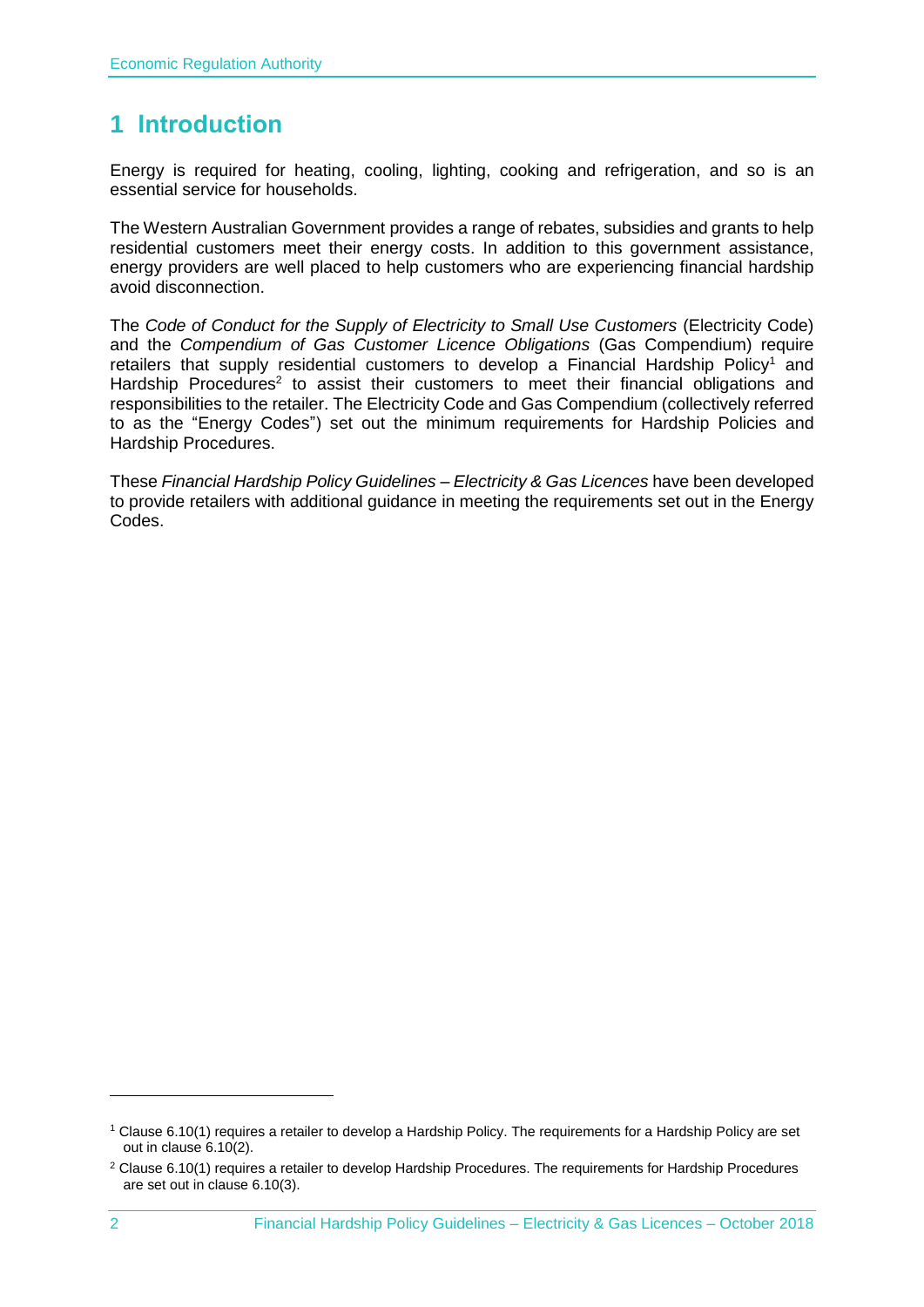# 1 Introduction

Energy is required for heating, cooling, lighting, cooking and refrigeration, and so is an essential service for households.

The Western Australian Government provides a range of rebates, subsidies and grants to help residential customers meet their energy costs. In addition to this government assistance, energy providers are well placed to help customers who are experiencing financial hardship avoid disconnection.

The *Code of Conduct for the Supply of Electricity to Small Use Customers* (Electricity Code) and the *Compendium of Gas Customer Licence Obligations* (Gas Compendium) require retailers that supply residential customers to develop a Financial Hardship Policy[1] and Hardship Procedures[2] to assist their customers to meet their financial obligations and responsibilities to the retailer. The Electricity Code and Gas Compendium (collectively referred to as the "Energy Codes") set out the minimum requirements for Hardship Policies and Hardship Procedures.

These *Financial Hardship Policy Guidelines – Electricity & Gas Licences* have been developed to provide retailers with additional guidance in meeting the requirements set out in the Energy Codes.

---

[1] Clause 6.10(1) requires a retailer to develop a Hardship Policy. The requirements for a Hardship Policy are set out in clause 6.10(2).

[2] Clause 6.10(1) requires a retailer to develop Hardship Procedures. The requirements for Hardship Procedures are set out in clause 6.10(3).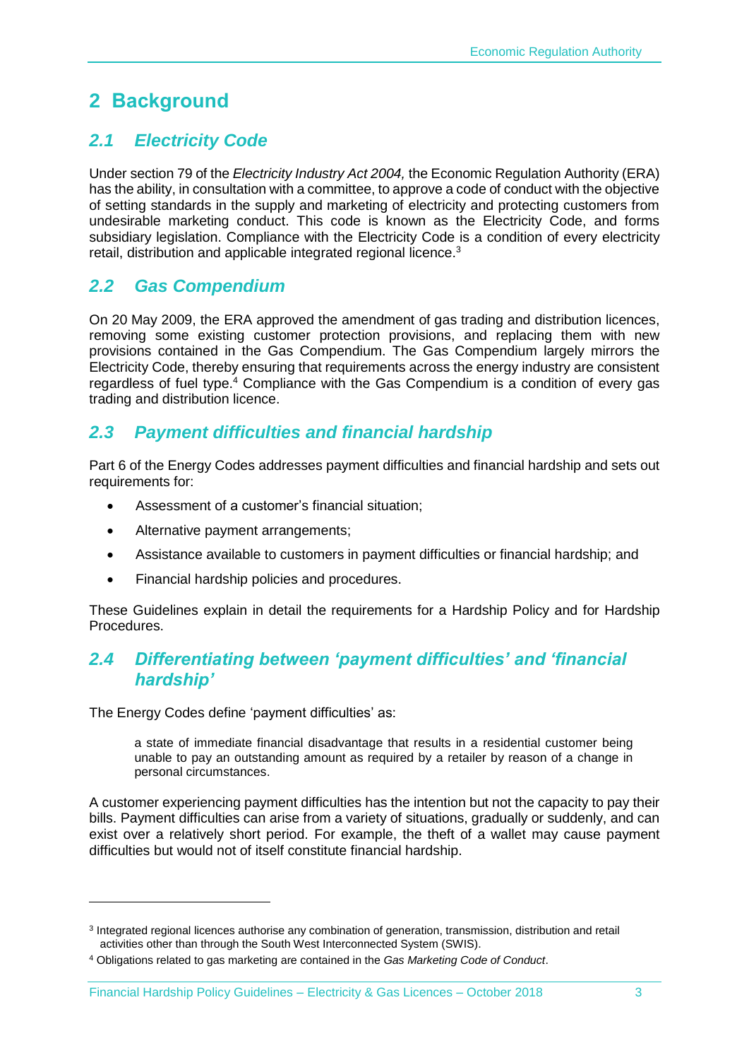# 2 Background

## 2.1 Electricity Code

Under section 79 of the *Electricity Industry Act 2004,* the Economic Regulation Authority (ERA) has the ability, in consultation with a committee, to approve a code of conduct with the objective of setting standards in the supply and marketing of electricity and protecting customers from undesirable marketing conduct. This code is known as the Electricity Code, and forms subsidiary legislation. Compliance with the Electricity Code is a condition of every electricity retail, distribution and applicable integrated regional licence.[3]

## 2.2 Gas Compendium

On 20 May 2009, the ERA approved the amendment of gas trading and distribution licences, removing some existing customer protection provisions, and replacing them with new provisions contained in the Gas Compendium. The Gas Compendium largely mirrors the Electricity Code, thereby ensuring that requirements across the energy industry are consistent regardless of fuel type.[4] Compliance with the Gas Compendium is a condition of every gas trading and distribution licence.

## 2.3 Payment difficulties and financial hardship

Part 6 of the Energy Codes addresses payment difficulties and financial hardship and sets out requirements for:

- Assessment of a customer's financial situation;
- Alternative payment arrangements;
- Assistance available to customers in payment difficulties or financial hardship; and
- Financial hardship policies and procedures.

These Guidelines explain in detail the requirements for a Hardship Policy and for Hardship Procedures.

## 2.4 Differentiating between 'payment difficulties' and 'financial hardship'

The Energy Codes define 'payment difficulties' as:

> a state of immediate financial disadvantage that results in a residential customer being unable to pay an outstanding amount as required by a retailer by reason of a change in personal circumstances.

A customer experiencing payment difficulties has the intention but not the capacity to pay their bills. Payment difficulties can arise from a variety of situations, gradually or suddenly, and can exist over a relatively short period. For example, the theft of a wallet may cause payment difficulties but would not of itself constitute financial hardship.

---

[3] Integrated regional licences authorise any combination of generation, transmission, distribution and retail activities other than through the South West Interconnected System (SWIS).

[4] Obligations related to gas marketing are contained in the *Gas Marketing Code of Conduct*.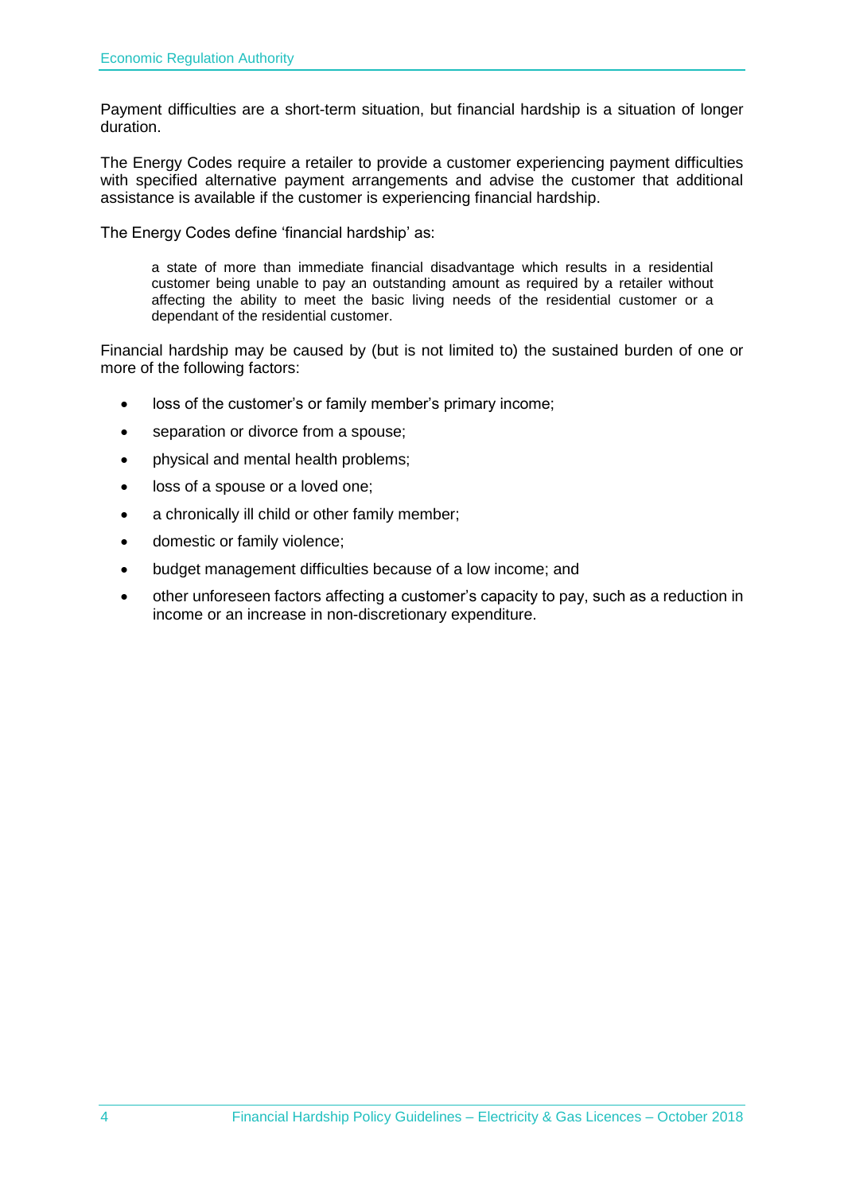Payment difficulties are a short-term situation, but financial hardship is a situation of longer duration.

The Energy Codes require a retailer to provide a customer experiencing payment difficulties with specified alternative payment arrangements and advise the customer that additional assistance is available if the customer is experiencing financial hardship.

The Energy Codes define 'financial hardship' as:

> a state of more than immediate financial disadvantage which results in a residential customer being unable to pay an outstanding amount as required by a retailer without affecting the ability to meet the basic living needs of the residential customer or a dependant of the residential customer.

Financial hardship may be caused by (but is not limited to) the sustained burden of one or more of the following factors:

- loss of the customer's or family member's primary income;
- separation or divorce from a spouse;
- physical and mental health problems;
- loss of a spouse or a loved one;
- a chronically ill child or other family member;
- domestic or family violence;
- budget management difficulties because of a low income; and
- other unforeseen factors affecting a customer's capacity to pay, such as a reduction in income or an increase in non-discretionary expenditure.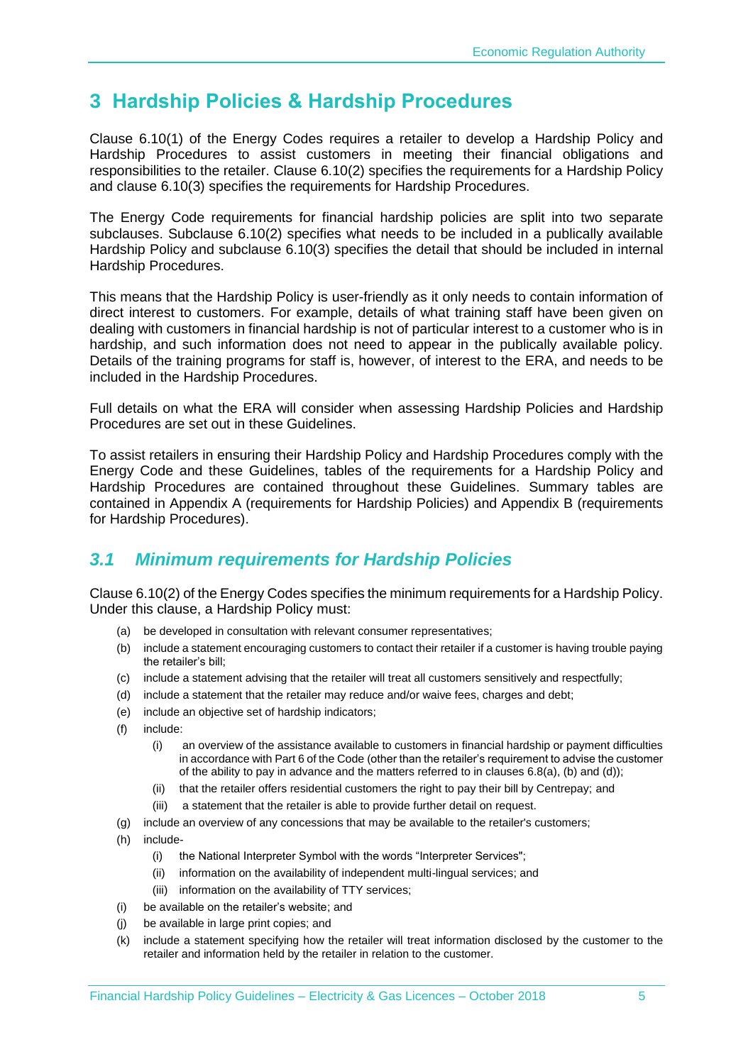# 3 Hardship Policies & Hardship Procedures

Clause 6.10(1) of the Energy Codes requires a retailer to develop a Hardship Policy and Hardship Procedures to assist customers in meeting their financial obligations and responsibilities to the retailer. Clause 6.10(2) specifies the requirements for a Hardship Policy and clause 6.10(3) specifies the requirements for Hardship Procedures.

The Energy Code requirements for financial hardship policies are split into two separate subclauses. Subclause 6.10(2) specifies what needs to be included in a publically available Hardship Policy and subclause 6.10(3) specifies the detail that should be included in internal Hardship Procedures.

This means that the Hardship Policy is user-friendly as it only needs to contain information of direct interest to customers. For example, details of what training staff have been given on dealing with customers in financial hardship is not of particular interest to a customer who is in hardship, and such information does not need to appear in the publically available policy. Details of the training programs for staff is, however, of interest to the ERA, and needs to be included in the Hardship Procedures.

Full details on what the ERA will consider when assessing Hardship Policies and Hardship Procedures are set out in these Guidelines.

To assist retailers in ensuring their Hardship Policy and Hardship Procedures comply with the Energy Code and these Guidelines, tables of the requirements for a Hardship Policy and Hardship Procedures are contained throughout these Guidelines. Summary tables are contained in Appendix A (requirements for Hardship Policies) and Appendix B (requirements for Hardship Procedures).

## *3.1 Minimum requirements for Hardship Policies*

Clause 6.10(2) of the Energy Codes specifies the minimum requirements for a Hardship Policy. Under this clause, a Hardship Policy must:

- (a) be developed in consultation with relevant consumer representatives;
- (b) include a statement encouraging customers to contact their retailer if a customer is having trouble paying the retailer's bill;
- (c) include a statement advising that the retailer will treat all customers sensitively and respectfully;
- (d) include a statement that the retailer may reduce and/or waive fees, charges and debt;
- (e) include an objective set of hardship indicators;
- (f) include:
  - (i) an overview of the assistance available to customers in financial hardship or payment difficulties in accordance with Part 6 of the Code (other than the retailer's requirement to advise the customer of the ability to pay in advance and the matters referred to in clauses 6.8(a), (b) and (d));
  - (ii) that the retailer offers residential customers the right to pay their bill by Centrepay; and
  - (iii) a statement that the retailer is able to provide further detail on request.
- (g) include an overview of any concessions that may be available to the retailer's customers;
- (h) include-
  - (i) the National Interpreter Symbol with the words "Interpreter Services";
  - (ii) information on the availability of independent multi-lingual services; and
  - (iii) information on the availability of TTY services;
- (i) be available on the retailer's website; and
- (j) be available in large print copies; and
- (k) include a statement specifying how the retailer will treat information disclosed by the customer to the retailer and information held by the retailer in relation to the customer.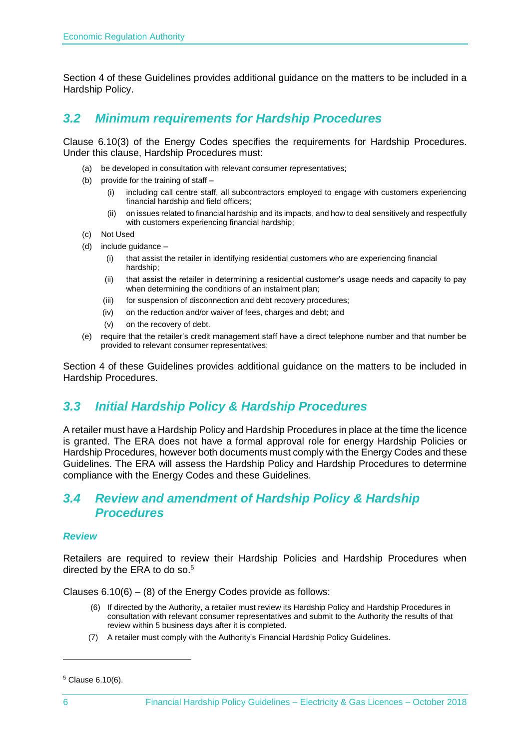Section 4 of these Guidelines provides additional guidance on the matters to be included in a Hardship Policy.

## 3.2 Minimum requirements for Hardship Procedures

Clause 6.10(3) of the Energy Codes specifies the requirements for Hardship Procedures. Under this clause, Hardship Procedures must:

(a) be developed in consultation with relevant consumer representatives;

(b) provide for the training of staff –

  (i) including call centre staff, all subcontractors employed to engage with customers experiencing financial hardship and field officers;

  (ii) on issues related to financial hardship and its impacts, and how to deal sensitively and respectfully with customers experiencing financial hardship;

(c) Not Used

(d) include guidance –

  (i) that assist the retailer in identifying residential customers who are experiencing financial hardship;

  (ii) that assist the retailer in determining a residential customer's usage needs and capacity to pay when determining the conditions of an instalment plan;

  (iii) for suspension of disconnection and debt recovery procedures;

  (iv) on the reduction and/or waiver of fees, charges and debt; and

  (v) on the recovery of debt.

(e) require that the retailer's credit management staff have a direct telephone number and that number be provided to relevant consumer representatives;

Section 4 of these Guidelines provides additional guidance on the matters to be included in Hardship Procedures.

## 3.3 Initial Hardship Policy & Hardship Procedures

A retailer must have a Hardship Policy and Hardship Procedures in place at the time the licence is granted. The ERA does not have a formal approval role for energy Hardship Policies or Hardship Procedures, however both documents must comply with the Energy Codes and these Guidelines. The ERA will assess the Hardship Policy and Hardship Procedures to determine compliance with the Energy Codes and these Guidelines.

## 3.4 Review and amendment of Hardship Policy & Hardship Procedures

### Review

Retailers are required to review their Hardship Policies and Hardship Procedures when directed by the ERA to do so.[5]

Clauses 6.10(6) – (8) of the Energy Codes provide as follows:

(6) If directed by the Authority, a retailer must review its Hardship Policy and Hardship Procedures in consultation with relevant consumer representatives and submit to the Authority the results of that review within 5 business days after it is completed.

(7) A retailer must comply with the Authority's Financial Hardship Policy Guidelines.

[5] Clause 6.10(6).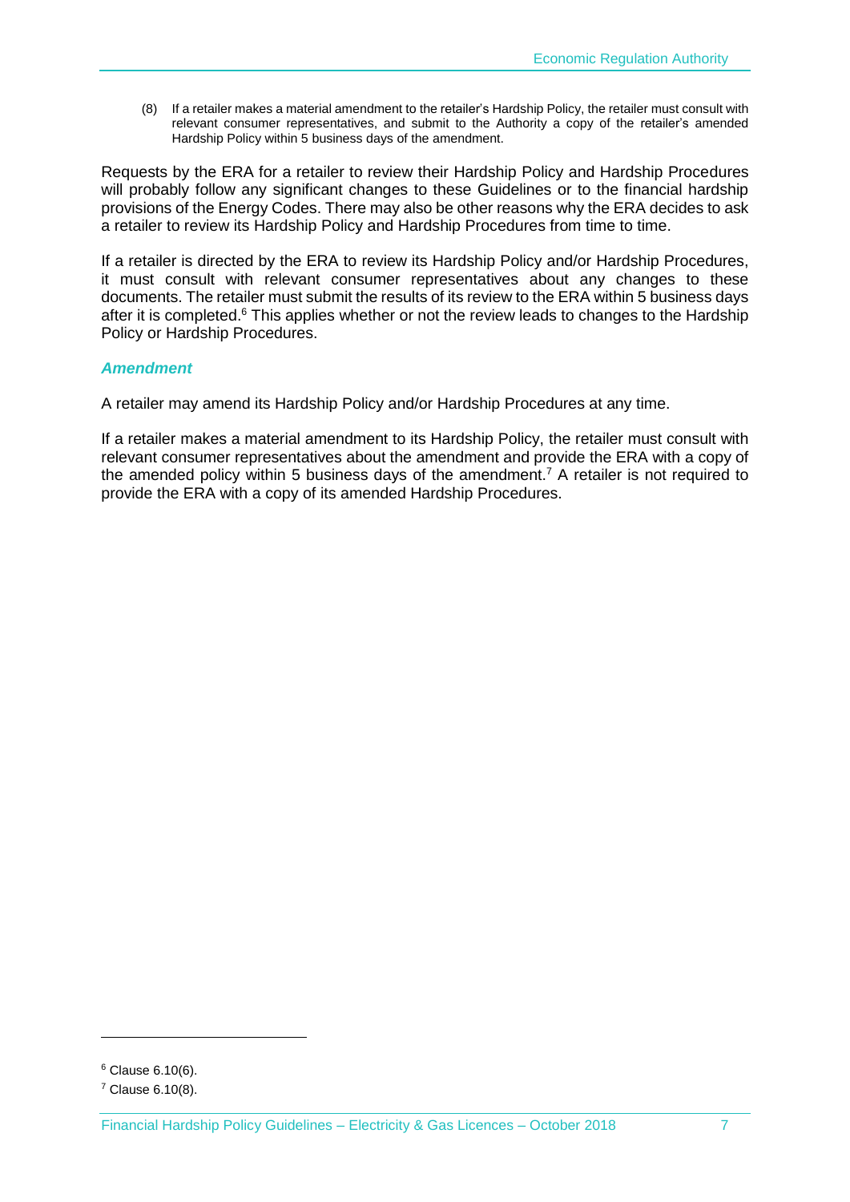(8) If a retailer makes a material amendment to the retailer's Hardship Policy, the retailer must consult with relevant consumer representatives, and submit to the Authority a copy of the retailer's amended Hardship Policy within 5 business days of the amendment.

Requests by the ERA for a retailer to review their Hardship Policy and Hardship Procedures will probably follow any significant changes to these Guidelines or to the financial hardship provisions of the Energy Codes. There may also be other reasons why the ERA decides to ask a retailer to review its Hardship Policy and Hardship Procedures from time to time.

If a retailer is directed by the ERA to review its Hardship Policy and/or Hardship Procedures, it must consult with relevant consumer representatives about any changes to these documents. The retailer must submit the results of its review to the ERA within 5 business days after it is completed.[6] This applies whether or not the review leads to changes to the Hardship Policy or Hardship Procedures.

### *Amendment*

A retailer may amend its Hardship Policy and/or Hardship Procedures at any time.

If a retailer makes a material amendment to its Hardship Policy, the retailer must consult with relevant consumer representatives about the amendment and provide the ERA with a copy of the amended policy within 5 business days of the amendment.[7] A retailer is not required to provide the ERA with a copy of its amended Hardship Procedures.

---

[6] Clause 6.10(6).

[7] Clause 6.10(8).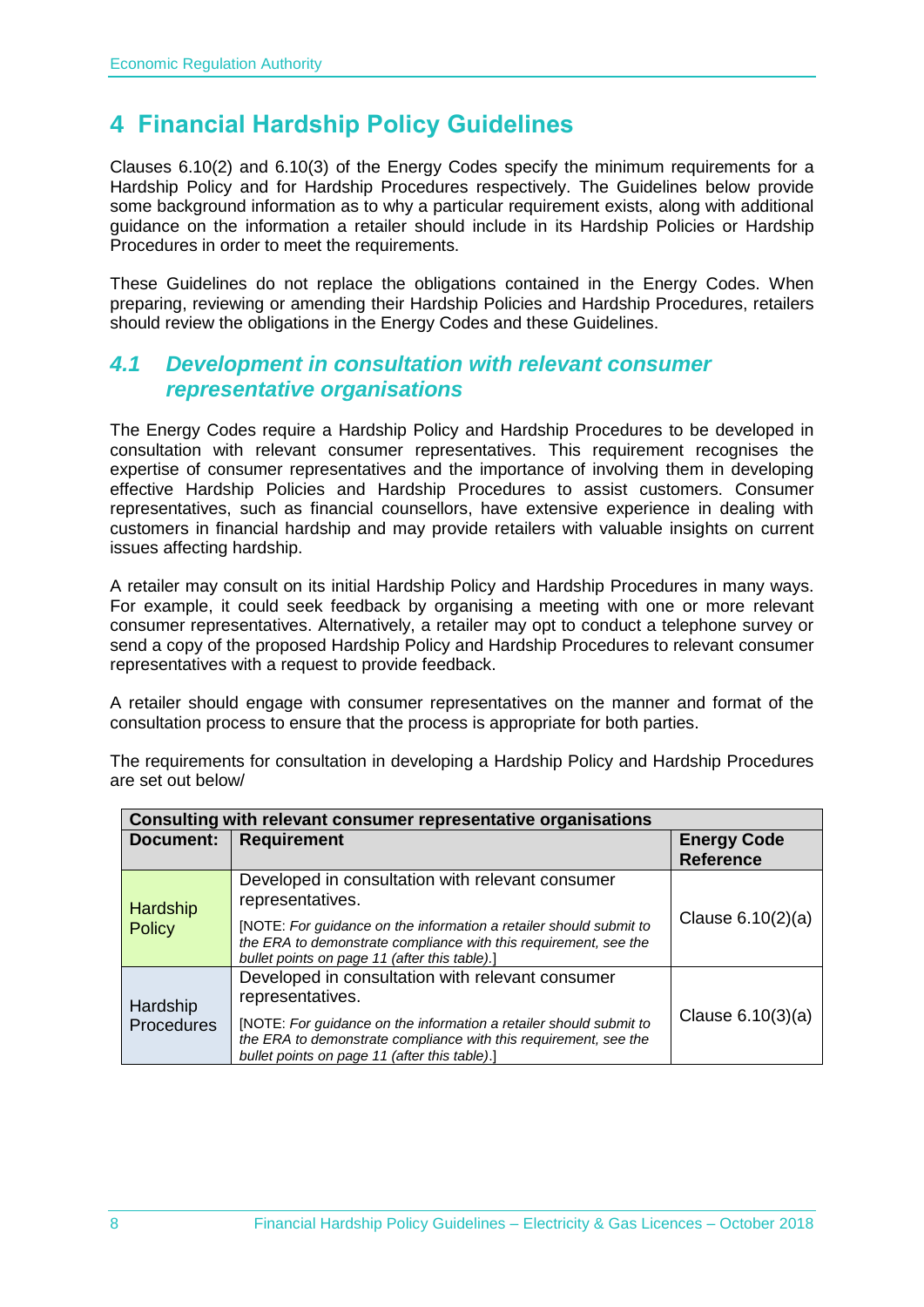# 4 Financial Hardship Policy Guidelines

Clauses 6.10(2) and 6.10(3) of the Energy Codes specify the minimum requirements for a Hardship Policy and for Hardship Procedures respectively. The Guidelines below provide some background information as to why a particular requirement exists, along with additional guidance on the information a retailer should include in its Hardship Policies or Hardship Procedures in order to meet the requirements.

These Guidelines do not replace the obligations contained in the Energy Codes. When preparing, reviewing or amending their Hardship Policies and Hardship Procedures, retailers should review the obligations in the Energy Codes and these Guidelines.

## *4.1 Development in consultation with relevant consumer representative organisations*

The Energy Codes require a Hardship Policy and Hardship Procedures to be developed in consultation with relevant consumer representatives. This requirement recognises the expertise of consumer representatives and the importance of involving them in developing effective Hardship Policies and Hardship Procedures to assist customers. Consumer representatives, such as financial counsellors, have extensive experience in dealing with customers in financial hardship and may provide retailers with valuable insights on current issues affecting hardship.

A retailer may consult on its initial Hardship Policy and Hardship Procedures in many ways. For example, it could seek feedback by organising a meeting with one or more relevant consumer representatives. Alternatively, a retailer may opt to conduct a telephone survey or send a copy of the proposed Hardship Policy and Hardship Procedures to relevant consumer representatives with a request to provide feedback.

A retailer should engage with consumer representatives on the manner and format of the consultation process to ensure that the process is appropriate for both parties.

The requirements for consultation in developing a Hardship Policy and Hardship Procedures are set out below/

| **Consulting with relevant consumer representative organisations** | | |
|---|---|---|
| **Document:** | **Requirement** | **Energy Code Reference** |
| Hardship Policy | Developed in consultation with relevant consumer representatives. <br> [NOTE: *For guidance on the information a retailer should submit to the ERA to demonstrate compliance with this requirement, see the bullet points on page 11 (after this table).*] | Clause 6.10(2)(a) |
| Hardship Procedures | Developed in consultation with relevant consumer representatives. <br> [NOTE: *For guidance on the information a retailer should submit to the ERA to demonstrate compliance with this requirement, see the bullet points on page 11 (after this table).*] | Clause 6.10(3)(a) |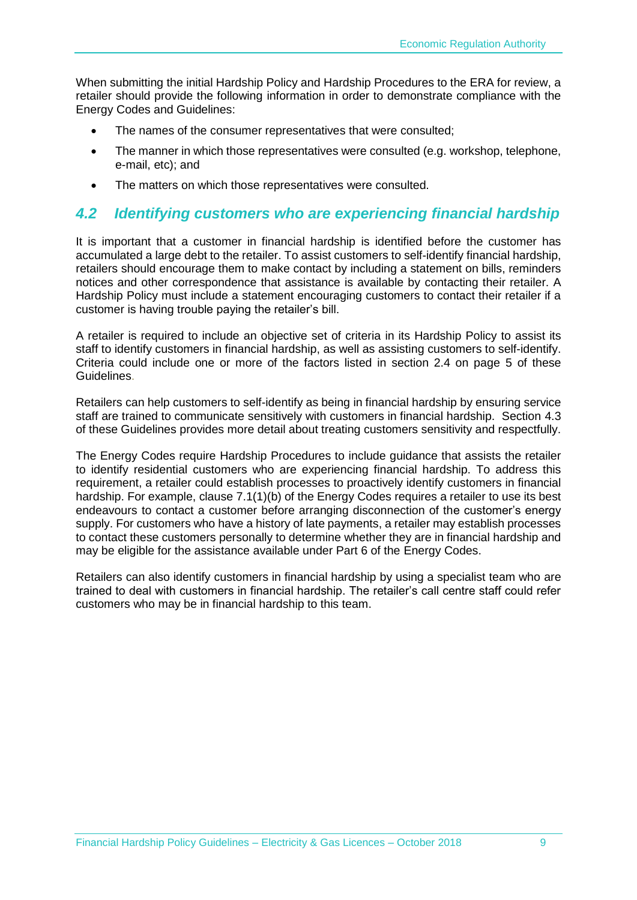When submitting the initial Hardship Policy and Hardship Procedures to the ERA for review, a retailer should provide the following information in order to demonstrate compliance with the Energy Codes and Guidelines:

- The names of the consumer representatives that were consulted;
- The manner in which those representatives were consulted (e.g. workshop, telephone, e-mail, etc); and
- The matters on which those representatives were consulted.

## *4.2 Identifying customers who are experiencing financial hardship*

It is important that a customer in financial hardship is identified before the customer has accumulated a large debt to the retailer. To assist customers to self-identify financial hardship, retailers should encourage them to make contact by including a statement on bills, reminders notices and other correspondence that assistance is available by contacting their retailer. A Hardship Policy must include a statement encouraging customers to contact their retailer if a customer is having trouble paying the retailer's bill.

A retailer is required to include an objective set of criteria in its Hardship Policy to assist its staff to identify customers in financial hardship, as well as assisting customers to self-identify. Criteria could include one or more of the factors listed in section 2.4 on page 5 of these Guidelines.

Retailers can help customers to self-identify as being in financial hardship by ensuring service staff are trained to communicate sensitively with customers in financial hardship. Section 4.3 of these Guidelines provides more detail about treating customers sensitivity and respectfully.

The Energy Codes require Hardship Procedures to include guidance that assists the retailer to identify residential customers who are experiencing financial hardship. To address this requirement, a retailer could establish processes to proactively identify customers in financial hardship. For example, clause 7.1(1)(b) of the Energy Codes requires a retailer to use its best endeavours to contact a customer before arranging disconnection of the customer's energy supply. For customers who have a history of late payments, a retailer may establish processes to contact these customers personally to determine whether they are in financial hardship and may be eligible for the assistance available under Part 6 of the Energy Codes.

Retailers can also identify customers in financial hardship by using a specialist team who are trained to deal with customers in financial hardship. The retailer's call centre staff could refer customers who may be in financial hardship to this team.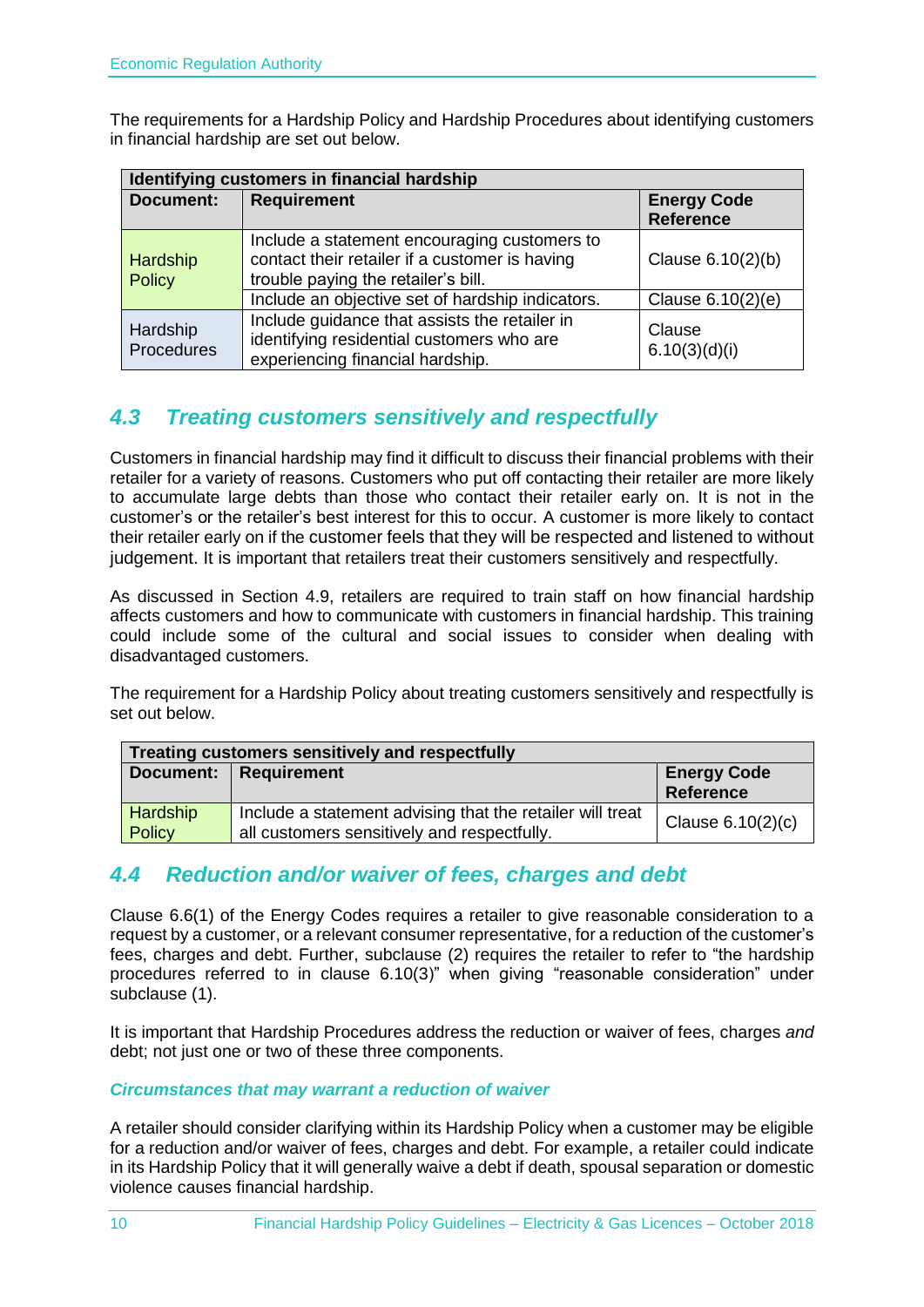The requirements for a Hardship Policy and Hardship Procedures about identifying customers in financial hardship are set out below.

| Identifying customers in financial hardship | | |
|---|---|---|
| **Document:** | **Requirement** | **Energy Code Reference** |
| Hardship Policy | Include a statement encouraging customers to contact their retailer if a customer is having trouble paying the retailer's bill. | Clause 6.10(2)(b) |
| | Include an objective set of hardship indicators. | Clause 6.10(2)(e) |
| Hardship Procedures | Include guidance that assists the retailer in identifying residential customers who are experiencing financial hardship. | Clause 6.10(3)(d)(i) |

## *4.3 Treating customers sensitively and respectfully*

Customers in financial hardship may find it difficult to discuss their financial problems with their retailer for a variety of reasons. Customers who put off contacting their retailer are more likely to accumulate large debts than those who contact their retailer early on. It is not in the customer's or the retailer's best interest for this to occur. A customer is more likely to contact their retailer early on if the customer feels that they will be respected and listened to without judgement. It is important that retailers treat their customers sensitively and respectfully.

As discussed in Section 4.9, retailers are required to train staff on how financial hardship affects customers and how to communicate with customers in financial hardship. This training could include some of the cultural and social issues to consider when dealing with disadvantaged customers.

The requirement for a Hardship Policy about treating customers sensitively and respectfully is set out below.

| Treating customers sensitively and respectfully | | |
|---|---|---|
| **Document:** | **Requirement** | **Energy Code Reference** |
| Hardship Policy | Include a statement advising that the retailer will treat all customers sensitively and respectfully. | Clause 6.10(2)(c) |

## *4.4 Reduction and/or waiver of fees, charges and debt*

Clause 6.6(1) of the Energy Codes requires a retailer to give reasonable consideration to a request by a customer, or a relevant consumer representative, for a reduction of the customer's fees, charges and debt. Further, subclause (2) requires the retailer to refer to "the hardship procedures referred to in clause 6.10(3)" when giving "reasonable consideration" under subclause (1).

It is important that Hardship Procedures address the reduction or waiver of fees, charges *and* debt; not just one or two of these three components.

### *Circumstances that may warrant a reduction of waiver*

A retailer should consider clarifying within its Hardship Policy when a customer may be eligible for a reduction and/or waiver of fees, charges and debt. For example, a retailer could indicate in its Hardship Policy that it will generally waive a debt if death, spousal separation or domestic violence causes financial hardship.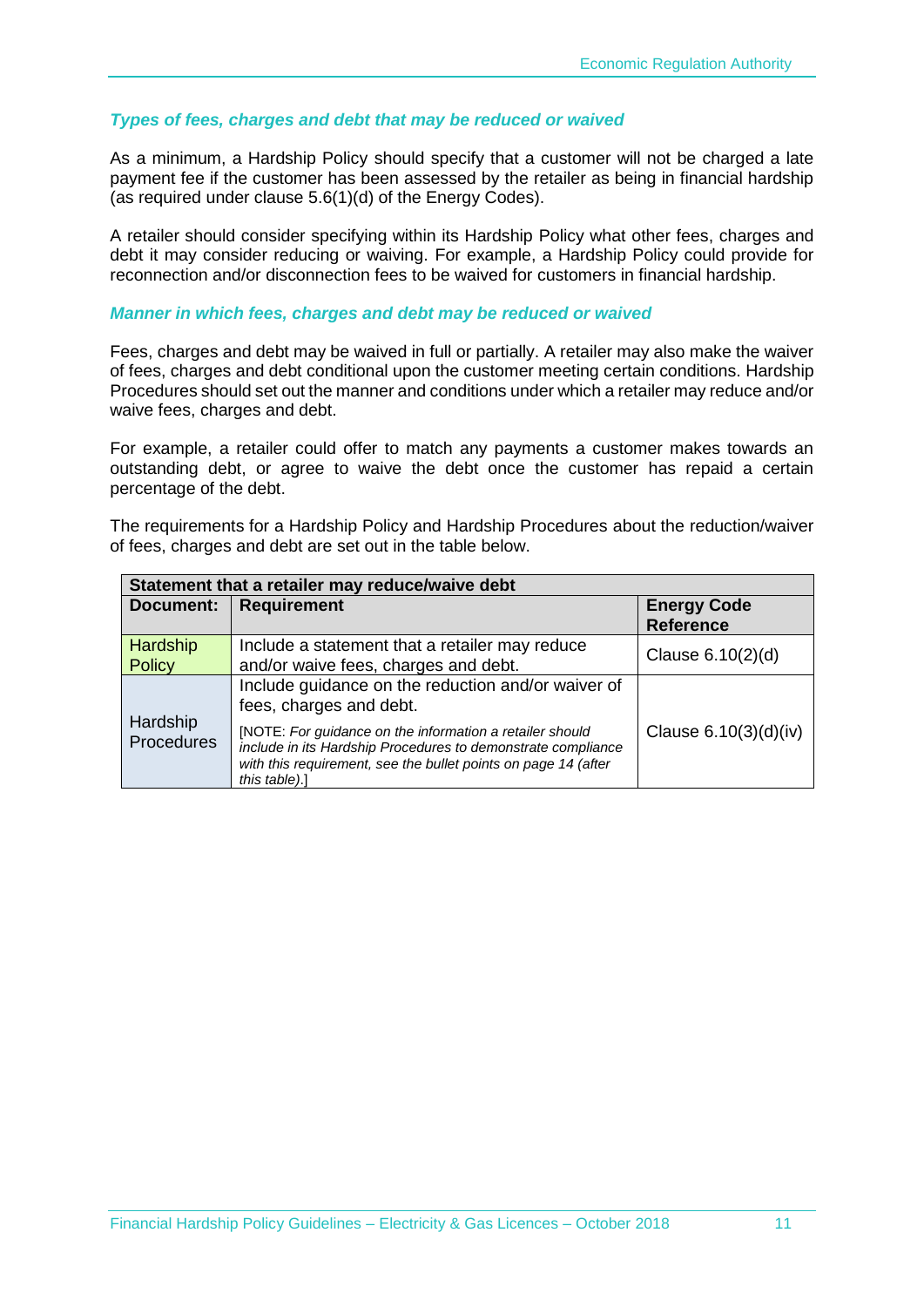### *Types of fees, charges and debt that may be reduced or waived*

As a minimum, a Hardship Policy should specify that a customer will not be charged a late payment fee if the customer has been assessed by the retailer as being in financial hardship (as required under clause 5.6(1)(d) of the Energy Codes).

A retailer should consider specifying within its Hardship Policy what other fees, charges and debt it may consider reducing or waiving. For example, a Hardship Policy could provide for reconnection and/or disconnection fees to be waived for customers in financial hardship.

### *Manner in which fees, charges and debt may be reduced or waived*

Fees, charges and debt may be waived in full or partially. A retailer may also make the waiver of fees, charges and debt conditional upon the customer meeting certain conditions. Hardship Procedures should set out the manner and conditions under which a retailer may reduce and/or waive fees, charges and debt.

For example, a retailer could offer to match any payments a customer makes towards an outstanding debt, or agree to waive the debt once the customer has repaid a certain percentage of the debt.

The requirements for a Hardship Policy and Hardship Procedures about the reduction/waiver of fees, charges and debt are set out in the table below.

| **Statement that a retailer may reduce/waive debt** | | |
|---|---|---|
| **Document:** | **Requirement** | **Energy Code Reference** |
| Hardship Policy | Include a statement that a retailer may reduce and/or waive fees, charges and debt. | Clause 6.10(2)(d) |
| Hardship Procedures | Include guidance on the reduction and/or waiver of fees, charges and debt.<br><br>[NOTE: *For guidance on the information a retailer should include in its Hardship Procedures to demonstrate compliance with this requirement, see the bullet points on page 14 (after this table)*.] | Clause 6.10(3)(d)(iv) |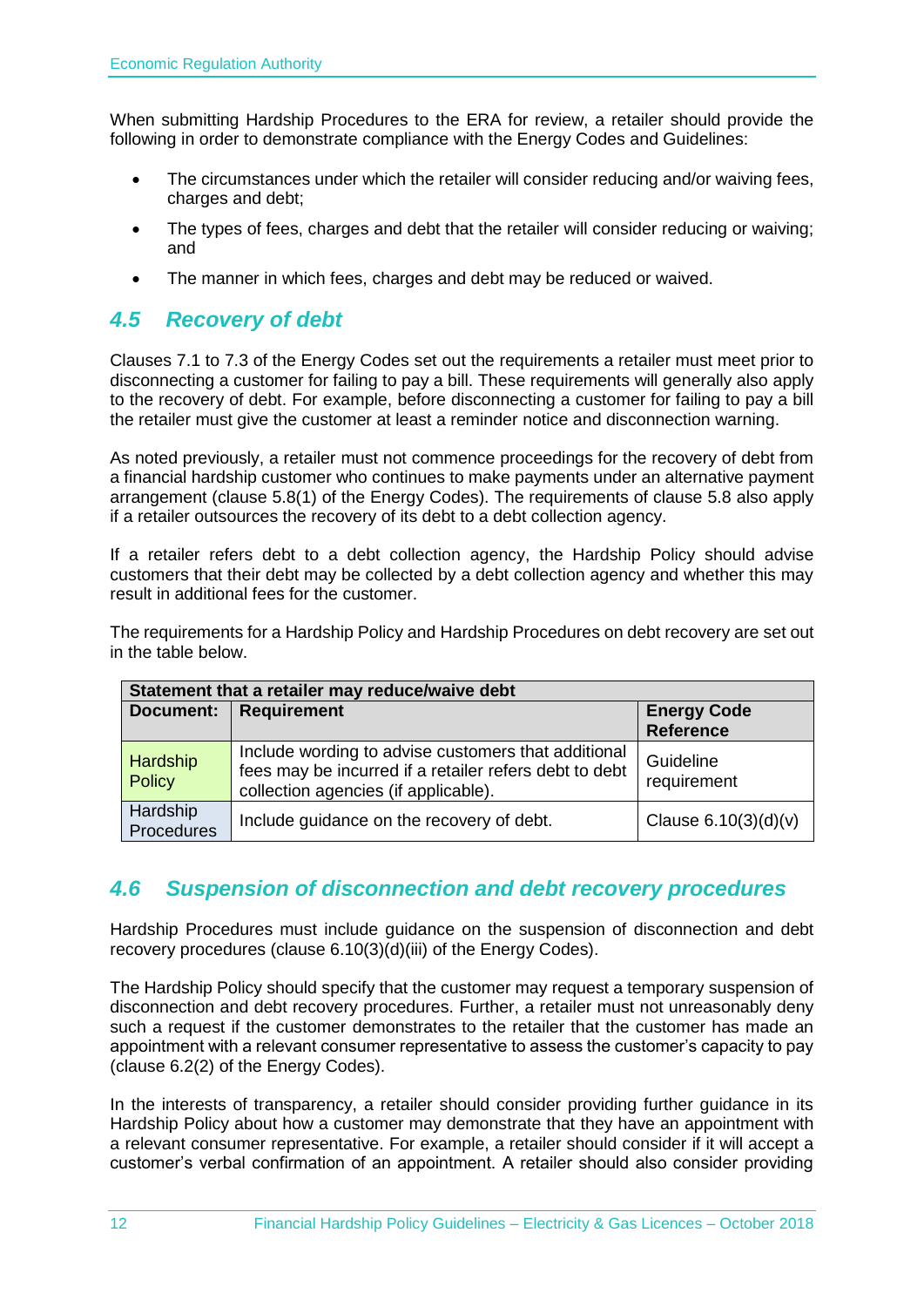When submitting Hardship Procedures to the ERA for review, a retailer should provide the following in order to demonstrate compliance with the Energy Codes and Guidelines:

- The circumstances under which the retailer will consider reducing and/or waiving fees, charges and debt;
- The types of fees, charges and debt that the retailer will consider reducing or waiving; and
- The manner in which fees, charges and debt may be reduced or waived.

## *4.5 Recovery of debt*

Clauses 7.1 to 7.3 of the Energy Codes set out the requirements a retailer must meet prior to disconnecting a customer for failing to pay a bill. These requirements will generally also apply to the recovery of debt. For example, before disconnecting a customer for failing to pay a bill the retailer must give the customer at least a reminder notice and disconnection warning.

As noted previously, a retailer must not commence proceedings for the recovery of debt from a financial hardship customer who continues to make payments under an alternative payment arrangement (clause 5.8(1) of the Energy Codes). The requirements of clause 5.8 also apply if a retailer outsources the recovery of its debt to a debt collection agency.

If a retailer refers debt to a debt collection agency, the Hardship Policy should advise customers that their debt may be collected by a debt collection agency and whether this may result in additional fees for the customer.

The requirements for a Hardship Policy and Hardship Procedures on debt recovery are set out in the table below.

| **Statement that a retailer may reduce/waive debt** | | |
|---|---|---|
| **Document:** | **Requirement** | **Energy Code Reference** |
| Hardship Policy | Include wording to advise customers that additional fees may be incurred if a retailer refers debt to debt collection agencies (if applicable). | Guideline requirement |
| Hardship Procedures | Include guidance on the recovery of debt. | Clause 6.10(3)(d)(v) |

## *4.6 Suspension of disconnection and debt recovery procedures*

Hardship Procedures must include guidance on the suspension of disconnection and debt recovery procedures (clause 6.10(3)(d)(iii) of the Energy Codes).

The Hardship Policy should specify that the customer may request a temporary suspension of disconnection and debt recovery procedures. Further, a retailer must not unreasonably deny such a request if the customer demonstrates to the retailer that the customer has made an appointment with a relevant consumer representative to assess the customer's capacity to pay (clause 6.2(2) of the Energy Codes).

In the interests of transparency, a retailer should consider providing further guidance in its Hardship Policy about how a customer may demonstrate that they have an appointment with a relevant consumer representative. For example, a retailer should consider if it will accept a customer's verbal confirmation of an appointment. A retailer should also consider providing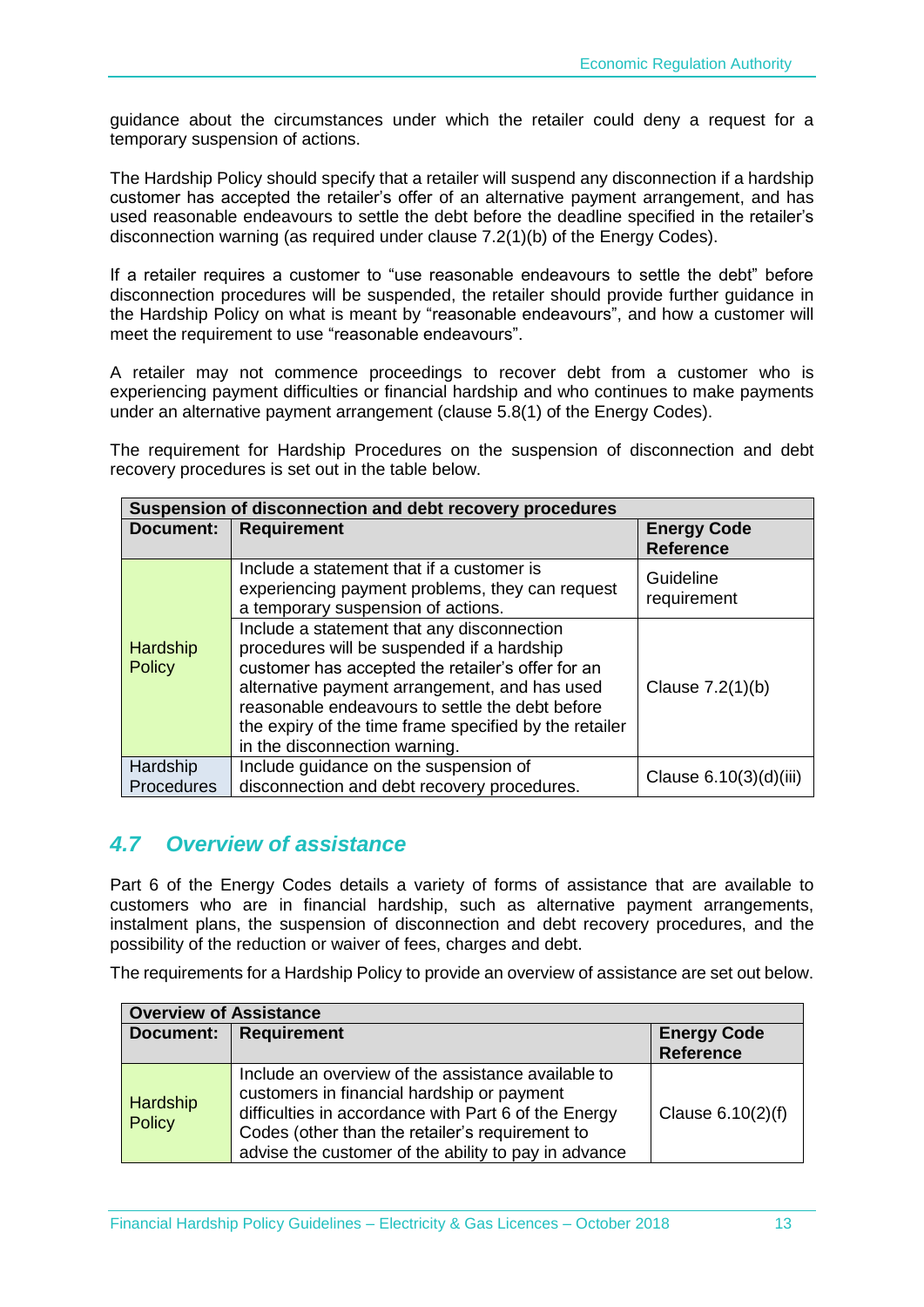guidance about the circumstances under which the retailer could deny a request for a temporary suspension of actions.

The Hardship Policy should specify that a retailer will suspend any disconnection if a hardship customer has accepted the retailer's offer of an alternative payment arrangement, and has used reasonable endeavours to settle the debt before the deadline specified in the retailer's disconnection warning (as required under clause 7.2(1)(b) of the Energy Codes).

If a retailer requires a customer to "use reasonable endeavours to settle the debt" before disconnection procedures will be suspended, the retailer should provide further guidance in the Hardship Policy on what is meant by "reasonable endeavours", and how a customer will meet the requirement to use "reasonable endeavours".

A retailer may not commence proceedings to recover debt from a customer who is experiencing payment difficulties or financial hardship and who continues to make payments under an alternative payment arrangement (clause 5.8(1) of the Energy Codes).

The requirement for Hardship Procedures on the suspension of disconnection and debt recovery procedures is set out in the table below.

| **Suspension of disconnection and debt recovery procedures** | | |
|---|---|---|
| **Document:** | **Requirement** | **Energy Code Reference** |
| Hardship Policy | Include a statement that if a customer is experiencing payment problems, they can request a temporary suspension of actions. | Guideline requirement |
| Hardship Policy | Include a statement that any disconnection procedures will be suspended if a hardship customer has accepted the retailer's offer for an alternative payment arrangement, and has used reasonable endeavours to settle the debt before the expiry of the time frame specified by the retailer in the disconnection warning. | Clause 7.2(1)(b) |
| Hardship Procedures | Include guidance on the suspension of disconnection and debt recovery procedures. | Clause 6.10(3)(d)(iii) |

## *4.7 Overview of assistance*

Part 6 of the Energy Codes details a variety of forms of assistance that are available to customers who are in financial hardship, such as alternative payment arrangements, instalment plans, the suspension of disconnection and debt recovery procedures, and the possibility of the reduction or waiver of fees, charges and debt.

The requirements for a Hardship Policy to provide an overview of assistance are set out below.

| **Overview of Assistance** | | |
|---|---|---|
| **Document:** | **Requirement** | **Energy Code Reference** |
| Hardship Policy | Include an overview of the assistance available to customers in financial hardship or payment difficulties in accordance with Part 6 of the Energy Codes (other than the retailer's requirement to advise the customer of the ability to pay in advance | Clause 6.10(2)(f) |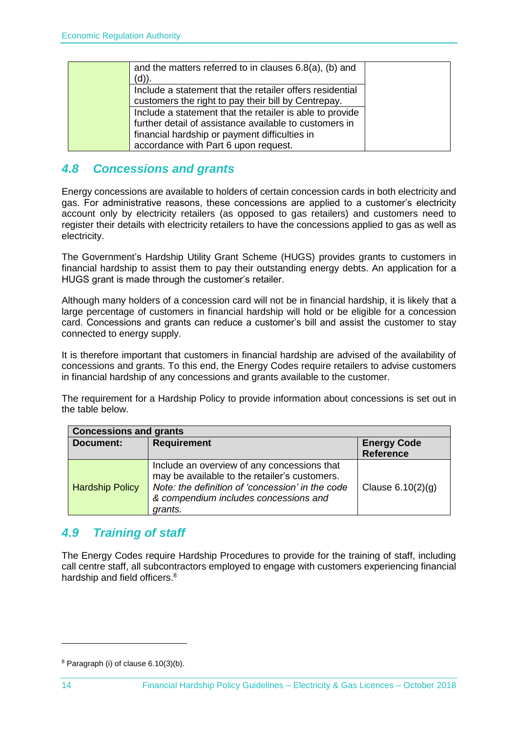| | | |
|---|---|---|
| | and the matters referred to in clauses 6.8(a), (b) and (d)). | |
| | Include a statement that the retailer offers residential customers the right to pay their bill by Centrepay. | |
| | Include a statement that the retailer is able to provide further detail of assistance available to customers in financial hardship or payment difficulties in accordance with Part 6 upon request. | |

## *4.8 Concessions and grants*

Energy concessions are available to holders of certain concession cards in both electricity and gas. For administrative reasons, these concessions are applied to a customer's electricity account only by electricity retailers (as opposed to gas retailers) and customers need to register their details with electricity retailers to have the concessions applied to gas as well as electricity.

The Government's Hardship Utility Grant Scheme (HUGS) provides grants to customers in financial hardship to assist them to pay their outstanding energy debts. An application for a HUGS grant is made through the customer's retailer.

Although many holders of a concession card will not be in financial hardship, it is likely that a large percentage of customers in financial hardship will hold or be eligible for a concession card. Concessions and grants can reduce a customer's bill and assist the customer to stay connected to energy supply.

It is therefore important that customers in financial hardship are advised of the availability of concessions and grants. To this end, the Energy Codes require retailers to advise customers in financial hardship of any concessions and grants available to the customer.

The requirement for a Hardship Policy to provide information about concessions is set out in the table below.

| **Concessions and grants** | | |
|---|---|---|
| **Document:** | **Requirement** | **Energy Code Reference** |
| Hardship Policy | Include an overview of any concessions that may be available to the retailer's customers. *Note: the definition of 'concession' in the code & compendium includes concessions and grants.* | Clause 6.10(2)(g) |

## *4.9 Training of staff*

The Energy Codes require Hardship Procedures to provide for the training of staff, including call centre staff, all subcontractors employed to engage with customers experiencing financial hardship and field officers.[8]

[8] Paragraph (i) of clause 6.10(3)(b).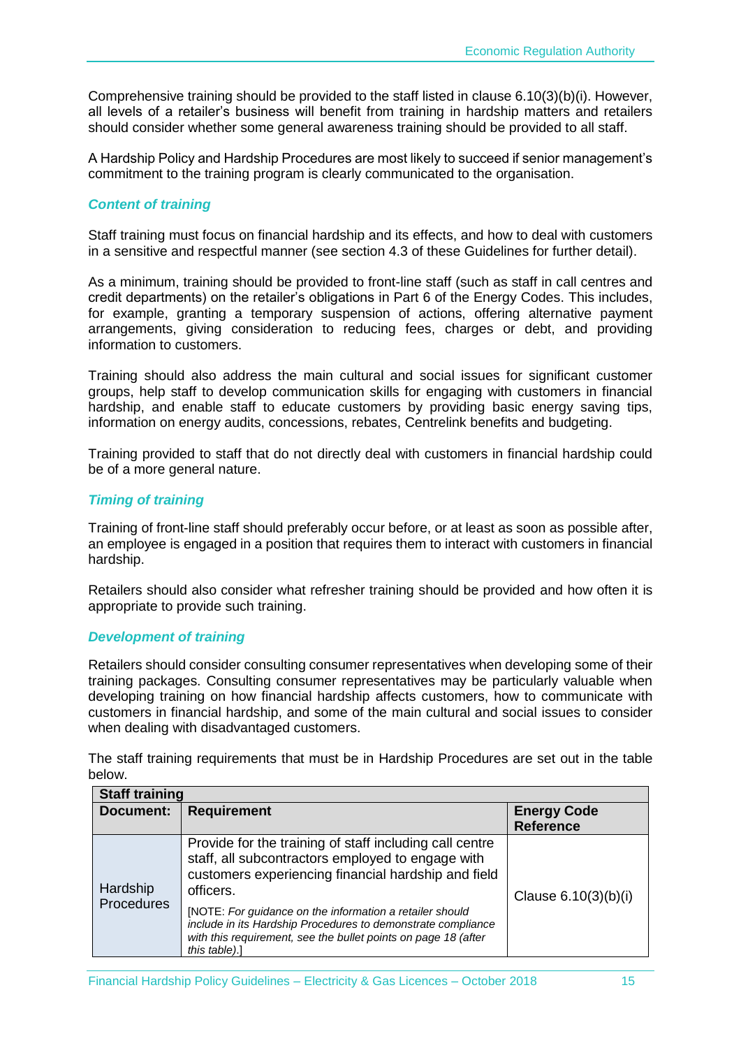Comprehensive training should be provided to the staff listed in clause 6.10(3)(b)(i). However, all levels of a retailer's business will benefit from training in hardship matters and retailers should consider whether some general awareness training should be provided to all staff.

A Hardship Policy and Hardship Procedures are most likely to succeed if senior management's commitment to the training program is clearly communicated to the organisation.

### *Content of training*

Staff training must focus on financial hardship and its effects, and how to deal with customers in a sensitive and respectful manner (see section 4.3 of these Guidelines for further detail).

As a minimum, training should be provided to front-line staff (such as staff in call centres and credit departments) on the retailer's obligations in Part 6 of the Energy Codes. This includes, for example, granting a temporary suspension of actions, offering alternative payment arrangements, giving consideration to reducing fees, charges or debt, and providing information to customers.

Training should also address the main cultural and social issues for significant customer groups, help staff to develop communication skills for engaging with customers in financial hardship, and enable staff to educate customers by providing basic energy saving tips, information on energy audits, concessions, rebates, Centrelink benefits and budgeting.

Training provided to staff that do not directly deal with customers in financial hardship could be of a more general nature.

### *Timing of training*

Training of front-line staff should preferably occur before, or at least as soon as possible after, an employee is engaged in a position that requires them to interact with customers in financial hardship.

Retailers should also consider what refresher training should be provided and how often it is appropriate to provide such training.

### *Development of training*

Retailers should consider consulting consumer representatives when developing some of their training packages. Consulting consumer representatives may be particularly valuable when developing training on how financial hardship affects customers, how to communicate with customers in financial hardship, and some of the main cultural and social issues to consider when dealing with disadvantaged customers.

The staff training requirements that must be in Hardship Procedures are set out in the table below.

| **Staff training** | | |
|---|---|---|
| **Document:** | **Requirement** | **Energy Code Reference** |
| Hardship Procedures | Provide for the training of staff including call centre staff, all subcontractors employed to engage with customers experiencing financial hardship and field officers.<br><br>[NOTE: *For guidance on the information a retailer should include in its Hardship Procedures to demonstrate compliance with this requirement, see the bullet points on page 18 (after this table).*] | Clause 6.10(3)(b)(i) |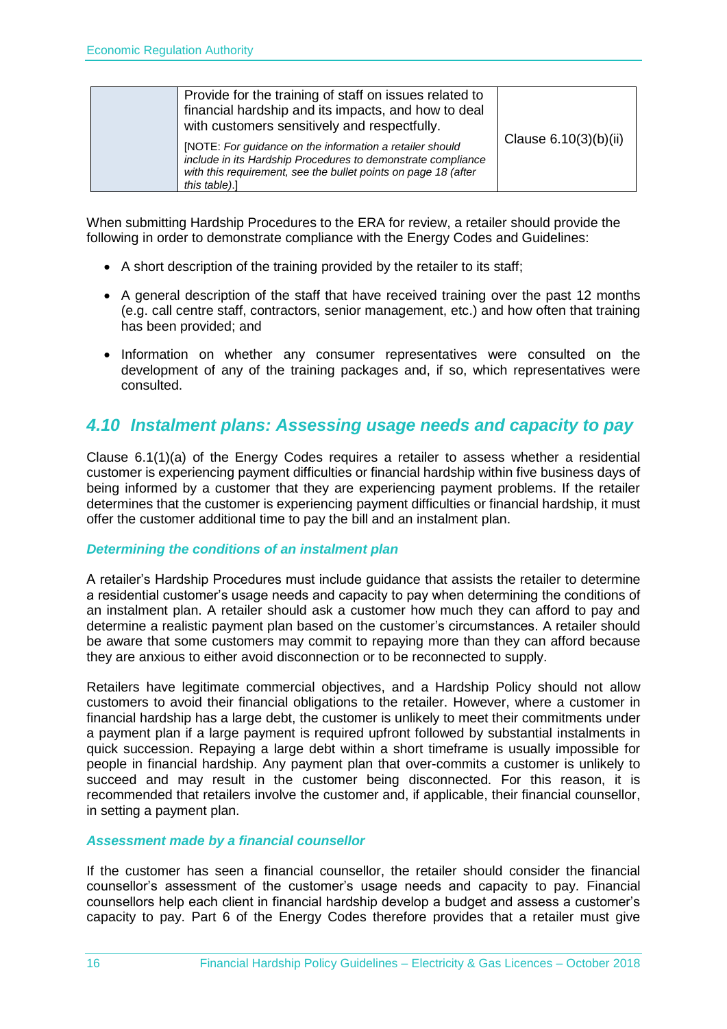| | | |
|---|---|---|
| | Provide for the training of staff on issues related to financial hardship and its impacts, and how to deal with customers sensitively and respectfully.<br><br>[NOTE: *For guidance on the information a retailer should include in its Hardship Procedures to demonstrate compliance with this requirement, see the bullet points on page 18 (after this table)*.] | Clause 6.10(3)(b)(ii) |

When submitting Hardship Procedures to the ERA for review, a retailer should provide the following in order to demonstrate compliance with the Energy Codes and Guidelines:

- A short description of the training provided by the retailer to its staff;
- A general description of the staff that have received training over the past 12 months (e.g. call centre staff, contractors, senior management, etc.) and how often that training has been provided; and
- Information on whether any consumer representatives were consulted on the development of any of the training packages and, if so, which representatives were consulted.

## *4.10 Instalment plans: Assessing usage needs and capacity to pay*

Clause 6.1(1)(a) of the Energy Codes requires a retailer to assess whether a residential customer is experiencing payment difficulties or financial hardship within five business days of being informed by a customer that they are experiencing payment problems. If the retailer determines that the customer is experiencing payment difficulties or financial hardship, it must offer the customer additional time to pay the bill and an instalment plan.

### *Determining the conditions of an instalment plan*

A retailer's Hardship Procedures must include guidance that assists the retailer to determine a residential customer's usage needs and capacity to pay when determining the conditions of an instalment plan. A retailer should ask a customer how much they can afford to pay and determine a realistic payment plan based on the customer's circumstances. A retailer should be aware that some customers may commit to repaying more than they can afford because they are anxious to either avoid disconnection or to be reconnected to supply.

Retailers have legitimate commercial objectives, and a Hardship Policy should not allow customers to avoid their financial obligations to the retailer. However, where a customer in financial hardship has a large debt, the customer is unlikely to meet their commitments under a payment plan if a large payment is required upfront followed by substantial instalments in quick succession. Repaying a large debt within a short timeframe is usually impossible for people in financial hardship. Any payment plan that over-commits a customer is unlikely to succeed and may result in the customer being disconnected. For this reason, it is recommended that retailers involve the customer and, if applicable, their financial counsellor, in setting a payment plan.

### *Assessment made by a financial counsellor*

If the customer has seen a financial counsellor, the retailer should consider the financial counsellor's assessment of the customer's usage needs and capacity to pay. Financial counsellors help each client in financial hardship develop a budget and assess a customer's capacity to pay. Part 6 of the Energy Codes therefore provides that a retailer must give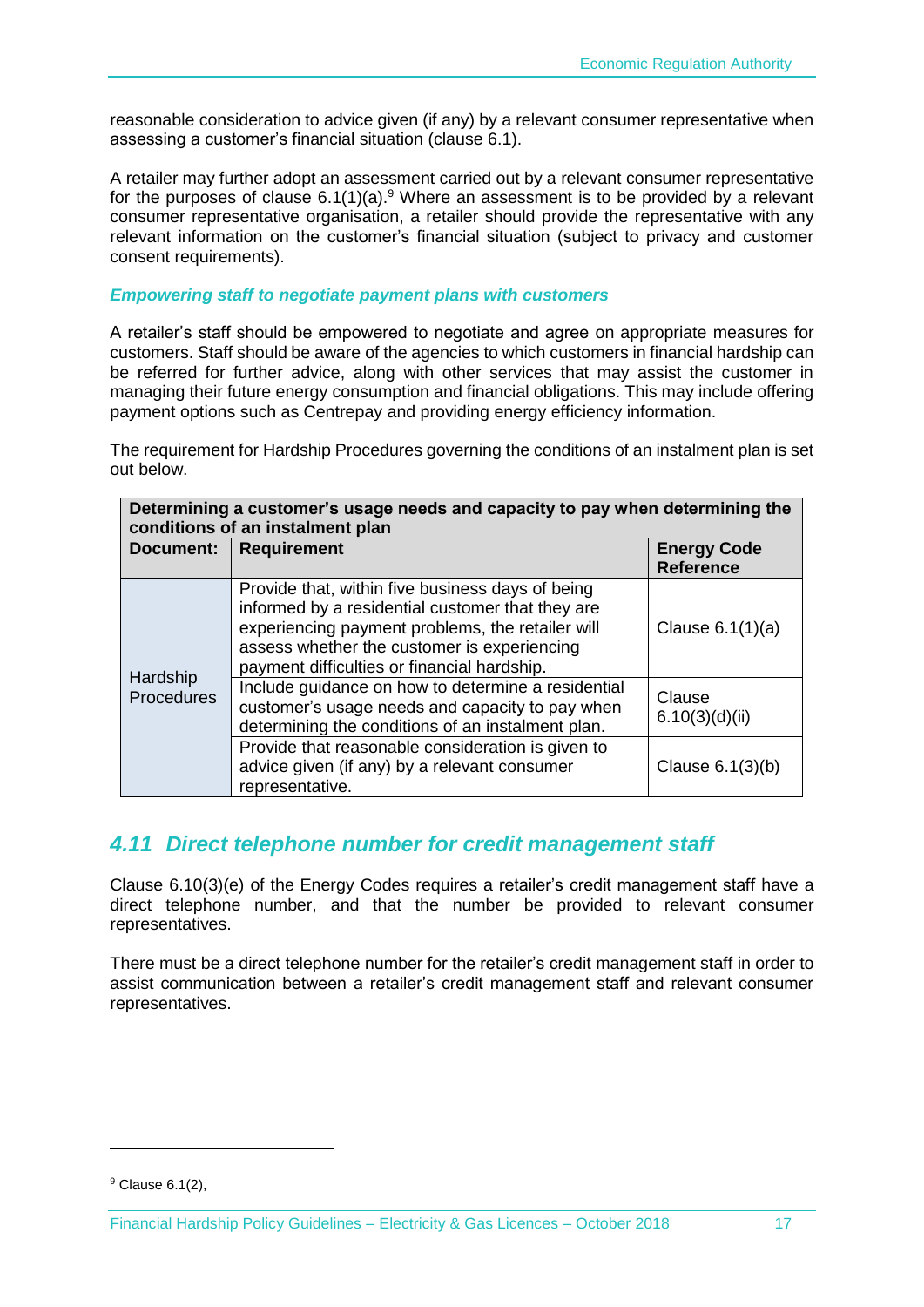reasonable consideration to advice given (if any) by a relevant consumer representative when assessing a customer's financial situation (clause 6.1).

A retailer may further adopt an assessment carried out by a relevant consumer representative for the purposes of clause 6.1(1)(a).[9] Where an assessment is to be provided by a relevant consumer representative organisation, a retailer should provide the representative with any relevant information on the customer's financial situation (subject to privacy and customer consent requirements).

***Empowering staff to negotiate payment plans with customers***

A retailer's staff should be empowered to negotiate and agree on appropriate measures for customers. Staff should be aware of the agencies to which customers in financial hardship can be referred for further advice, along with other services that may assist the customer in managing their future energy consumption and financial obligations. This may include offering payment options such as Centrepay and providing energy efficiency information.

The requirement for Hardship Procedures governing the conditions of an instalment plan is set out below.

| **Determining a customer's usage needs and capacity to pay when determining the conditions of an instalment plan** | | |
|---|---|---|
| **Document:** | **Requirement** | **Energy Code Reference** |
| Hardship Procedures | Provide that, within five business days of being informed by a residential customer that they are experiencing payment problems, the retailer will assess whether the customer is experiencing payment difficulties or financial hardship. | Clause 6.1(1)(a) |
| | Include guidance on how to determine a residential customer's usage needs and capacity to pay when determining the conditions of an instalment plan. | Clause 6.10(3)(d)(ii) |
| | Provide that reasonable consideration is given to advice given (if any) by a relevant consumer representative. | Clause 6.1(3)(b) |

## *4.11 Direct telephone number for credit management staff*

Clause 6.10(3)(e) of the Energy Codes requires a retailer's credit management staff have a direct telephone number, and that the number be provided to relevant consumer representatives.

There must be a direct telephone number for the retailer's credit management staff in order to assist communication between a retailer's credit management staff and relevant consumer representatives.

[9] Clause 6.1(2),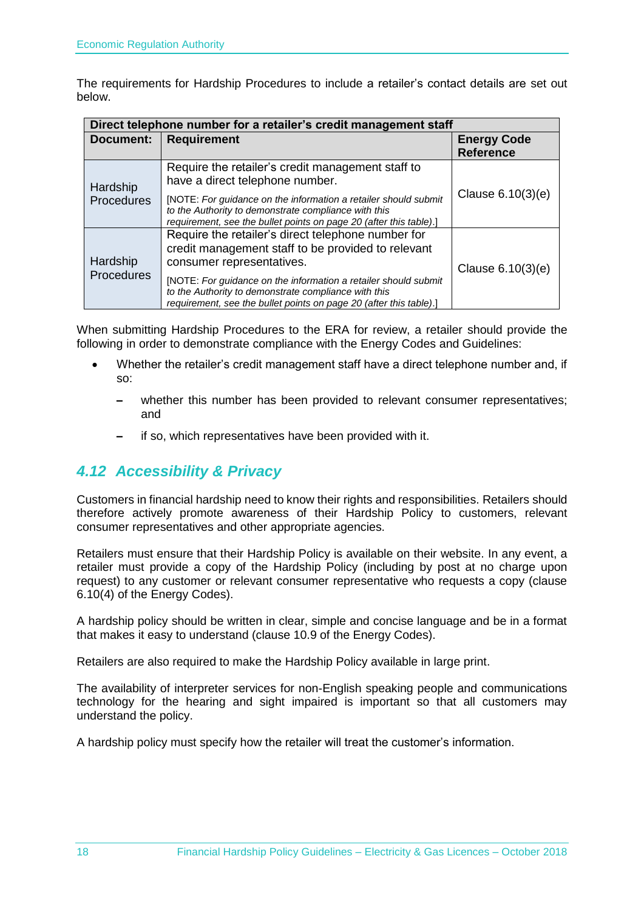The requirements for Hardship Procedures to include a retailer's contact details are set out below.

| Direct telephone number for a retailer's credit management staff | | |
|---|---|---|
| **Document:** | **Requirement** | **Energy Code Reference** |
| Hardship Procedures | Require the retailer's credit management staff to have a direct telephone number.<br><br>[NOTE: *For guidance on the information a retailer should submit to the Authority to demonstrate compliance with this requirement, see the bullet points on page 20 (after this table)*.] | Clause 6.10(3)(e) |
| Hardship Procedures | Require the retailer's direct telephone number for credit management staff to be provided to relevant consumer representatives.<br><br>[NOTE: *For guidance on the information a retailer should submit to the Authority to demonstrate compliance with this requirement, see the bullet points on page 20 (after this table)*.] | Clause 6.10(3)(e) |

When submitting Hardship Procedures to the ERA for review, a retailer should provide the following in order to demonstrate compliance with the Energy Codes and Guidelines:

- Whether the retailer's credit management staff have a direct telephone number and, if so:
  - whether this number has been provided to relevant consumer representatives; and
  - if so, which representatives have been provided with it.

## *4.12 Accessibility & Privacy*

Customers in financial hardship need to know their rights and responsibilities. Retailers should therefore actively promote awareness of their Hardship Policy to customers, relevant consumer representatives and other appropriate agencies.

Retailers must ensure that their Hardship Policy is available on their website. In any event, a retailer must provide a copy of the Hardship Policy (including by post at no charge upon request) to any customer or relevant consumer representative who requests a copy (clause 6.10(4) of the Energy Codes).

A hardship policy should be written in clear, simple and concise language and be in a format that makes it easy to understand (clause 10.9 of the Energy Codes).

Retailers are also required to make the Hardship Policy available in large print.

The availability of interpreter services for non-English speaking people and communications technology for the hearing and sight impaired is important so that all customers may understand the policy.

A hardship policy must specify how the retailer will treat the customer's information.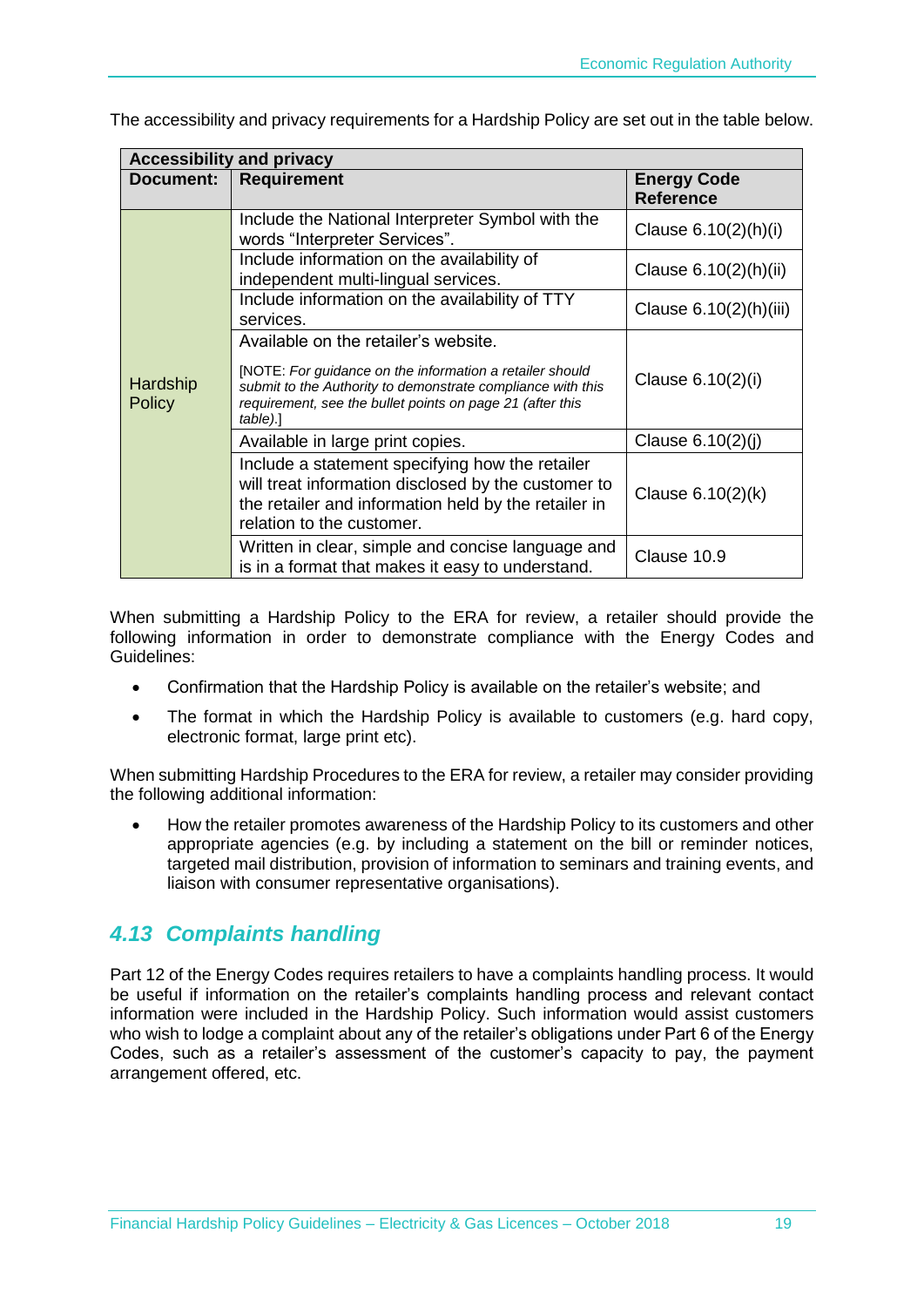The accessibility and privacy requirements for a Hardship Policy are set out in the table below.

| Accessibility and privacy | | |
|---|---|---|
| **Document:** | **Requirement** | **Energy Code Reference** |
| Hardship Policy | Include the National Interpreter Symbol with the words "Interpreter Services". | Clause 6.10(2)(h)(i) |
| | Include information on the availability of independent multi-lingual services. | Clause 6.10(2)(h)(ii) |
| | Include information on the availability of TTY services. | Clause 6.10(2)(h)(iii) |
| | Available on the retailer's website. [NOTE: *For guidance on the information a retailer should submit to the Authority to demonstrate compliance with this requirement, see the bullet points on page 21 (after this table).*] | Clause 6.10(2)(i) |
| | Available in large print copies. | Clause 6.10(2)(j) |
| | Include a statement specifying how the retailer will treat information disclosed by the customer to the retailer and information held by the retailer in relation to the customer. | Clause 6.10(2)(k) |
| | Written in clear, simple and concise language and is in a format that makes it easy to understand. | Clause 10.9 |

When submitting a Hardship Policy to the ERA for review, a retailer should provide the following information in order to demonstrate compliance with the Energy Codes and Guidelines:

- Confirmation that the Hardship Policy is available on the retailer's website; and
- The format in which the Hardship Policy is available to customers (e.g. hard copy, electronic format, large print etc).

When submitting Hardship Procedures to the ERA for review, a retailer may consider providing the following additional information:

- How the retailer promotes awareness of the Hardship Policy to its customers and other appropriate agencies (e.g. by including a statement on the bill or reminder notices, targeted mail distribution, provision of information to seminars and training events, and liaison with consumer representative organisations).

## *4.13 Complaints handling*

Part 12 of the Energy Codes requires retailers to have a complaints handling process. It would be useful if information on the retailer's complaints handling process and relevant contact information were included in the Hardship Policy. Such information would assist customers who wish to lodge a complaint about any of the retailer's obligations under Part 6 of the Energy Codes, such as a retailer's assessment of the customer's capacity to pay, the payment arrangement offered, etc.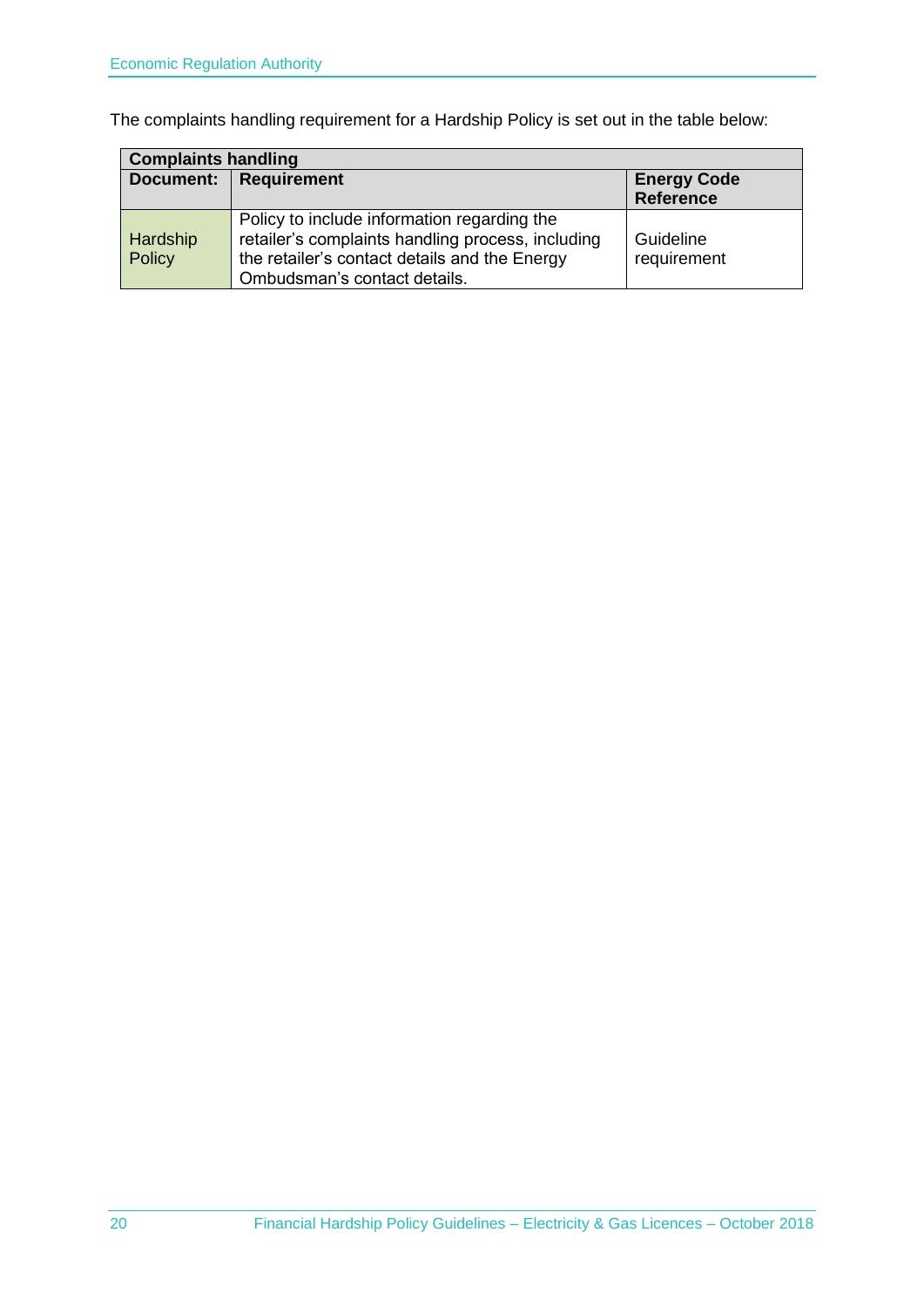The complaints handling requirement for a Hardship Policy is set out in the table below:

| Complaints handling | | |
|---|---|---|
| **Document:** | **Requirement** | **Energy Code Reference** |
| Hardship Policy | Policy to include information regarding the retailer's complaints handling process, including the retailer's contact details and the Energy Ombudsman's contact details. | Guideline requirement |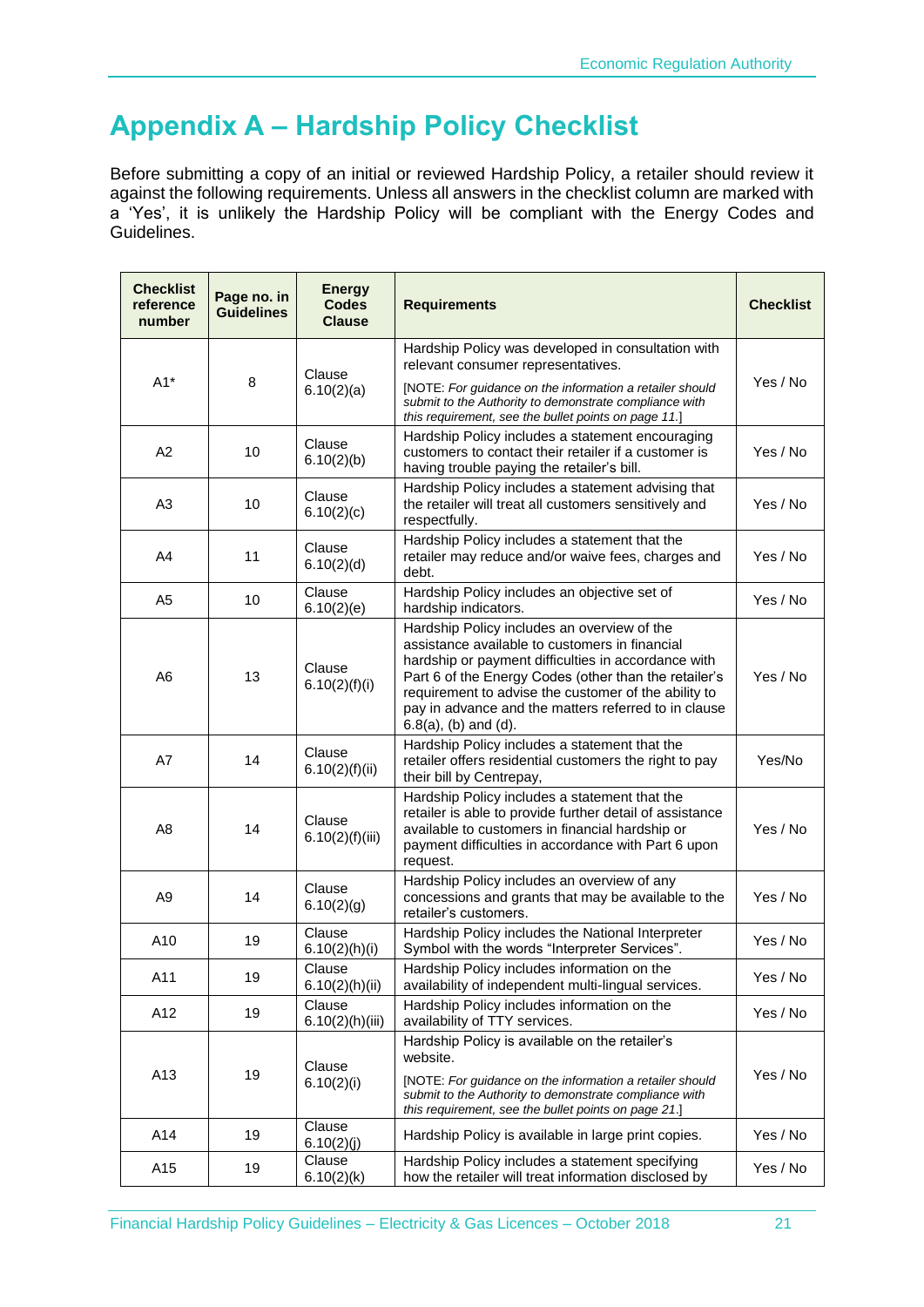# Appendix A – Hardship Policy Checklist

Before submitting a copy of an initial or reviewed Hardship Policy, a retailer should review it against the following requirements. Unless all answers in the checklist column are marked with a 'Yes', it is unlikely the Hardship Policy will be compliant with the Energy Codes and Guidelines.

| Checklist reference number | Page no. in Guidelines | Energy Codes Clause | Requirements | Checklist |
|---|---|---|---|---|
| A1* | 8 | Clause 6.10(2)(a) | Hardship Policy was developed in consultation with relevant consumer representatives. [NOTE: *For guidance on the information a retailer should submit to the Authority to demonstrate compliance with this requirement, see the bullet points on page 11.*] | Yes / No |
| A2 | 10 | Clause 6.10(2)(b) | Hardship Policy includes a statement encouraging customers to contact their retailer if a customer is having trouble paying the retailer's bill. | Yes / No |
| A3 | 10 | Clause 6.10(2)(c) | Hardship Policy includes a statement advising that the retailer will treat all customers sensitively and respectfully. | Yes / No |
| A4 | 11 | Clause 6.10(2)(d) | Hardship Policy includes a statement that the retailer may reduce and/or waive fees, charges and debt. | Yes / No |
| A5 | 10 | Clause 6.10(2)(e) | Hardship Policy includes an objective set of hardship indicators. | Yes / No |
| A6 | 13 | Clause 6.10(2)(f)(i) | Hardship Policy includes an overview of the assistance available to customers in financial hardship or payment difficulties in accordance with Part 6 of the Energy Codes (other than the retailer's requirement to advise the customer of the ability to pay in advance and the matters referred to in clause 6.8(a), (b) and (d). | Yes / No |
| A7 | 14 | Clause 6.10(2)(f)(ii) | Hardship Policy includes a statement that the retailer offers residential customers the right to pay their bill by Centrepay, | Yes/No |
| A8 | 14 | Clause 6.10(2)(f)(iii) | Hardship Policy includes a statement that the retailer is able to provide further detail of assistance available to customers in financial hardship or payment difficulties in accordance with Part 6 upon request. | Yes / No |
| A9 | 14 | Clause 6.10(2)(g) | Hardship Policy includes an overview of any concessions and grants that may be available to the retailer's customers. | Yes / No |
| A10 | 19 | Clause 6.10(2)(h)(i) | Hardship Policy includes the National Interpreter Symbol with the words "Interpreter Services". | Yes / No |
| A11 | 19 | Clause 6.10(2)(h)(ii) | Hardship Policy includes information on the availability of independent multi-lingual services. | Yes / No |
| A12 | 19 | Clause 6.10(2)(h)(iii) | Hardship Policy includes information on the availability of TTY services. | Yes / No |
| A13 | 19 | Clause 6.10(2)(i) | Hardship Policy is available on the retailer's website. [NOTE: *For guidance on the information a retailer should submit to the Authority to demonstrate compliance with this requirement, see the bullet points on page 21.*] | Yes / No |
| A14 | 19 | Clause 6.10(2)(j) | Hardship Policy is available in large print copies. | Yes / No |
| A15 | 19 | Clause 6.10(2)(k) | Hardship Policy includes a statement specifying how the retailer will treat information disclosed by | Yes / No |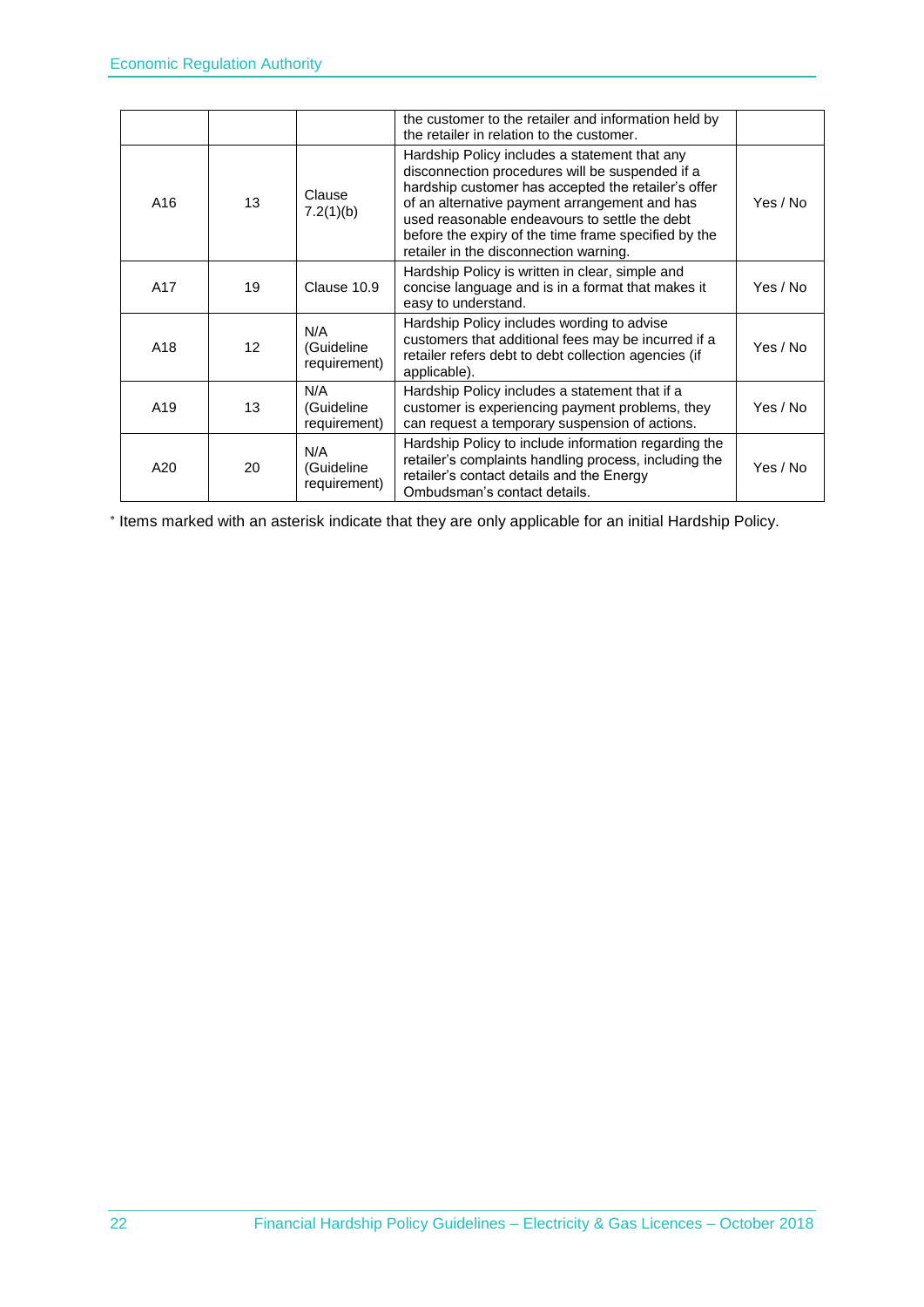|  |  |  | the customer to the retailer and information held by the retailer in relation to the customer. |  |
|---|---|---|---|---|
| A16 | 13 | Clause 7.2(1)(b) | Hardship Policy includes a statement that any disconnection procedures will be suspended if a hardship customer has accepted the retailer's offer of an alternative payment arrangement and has used reasonable endeavours to settle the debt before the expiry of the time frame specified by the retailer in the disconnection warning. | Yes / No |
| A17 | 19 | Clause 10.9 | Hardship Policy is written in clear, simple and concise language and is in a format that makes it easy to understand. | Yes / No |
| A18 | 12 | N/A (Guideline requirement) | Hardship Policy includes wording to advise customers that additional fees may be incurred if a retailer refers debt to debt collection agencies (if applicable). | Yes / No |
| A19 | 13 | N/A (Guideline requirement) | Hardship Policy includes a statement that if a customer is experiencing payment problems, they can request a temporary suspension of actions. | Yes / No |
| A20 | 20 | N/A (Guideline requirement) | Hardship Policy to include information regarding the retailer's complaints handling process, including the retailer's contact details and the Energy Ombudsman's contact details. | Yes / No |

* Items marked with an asterisk indicate that they are only applicable for an initial Hardship Policy.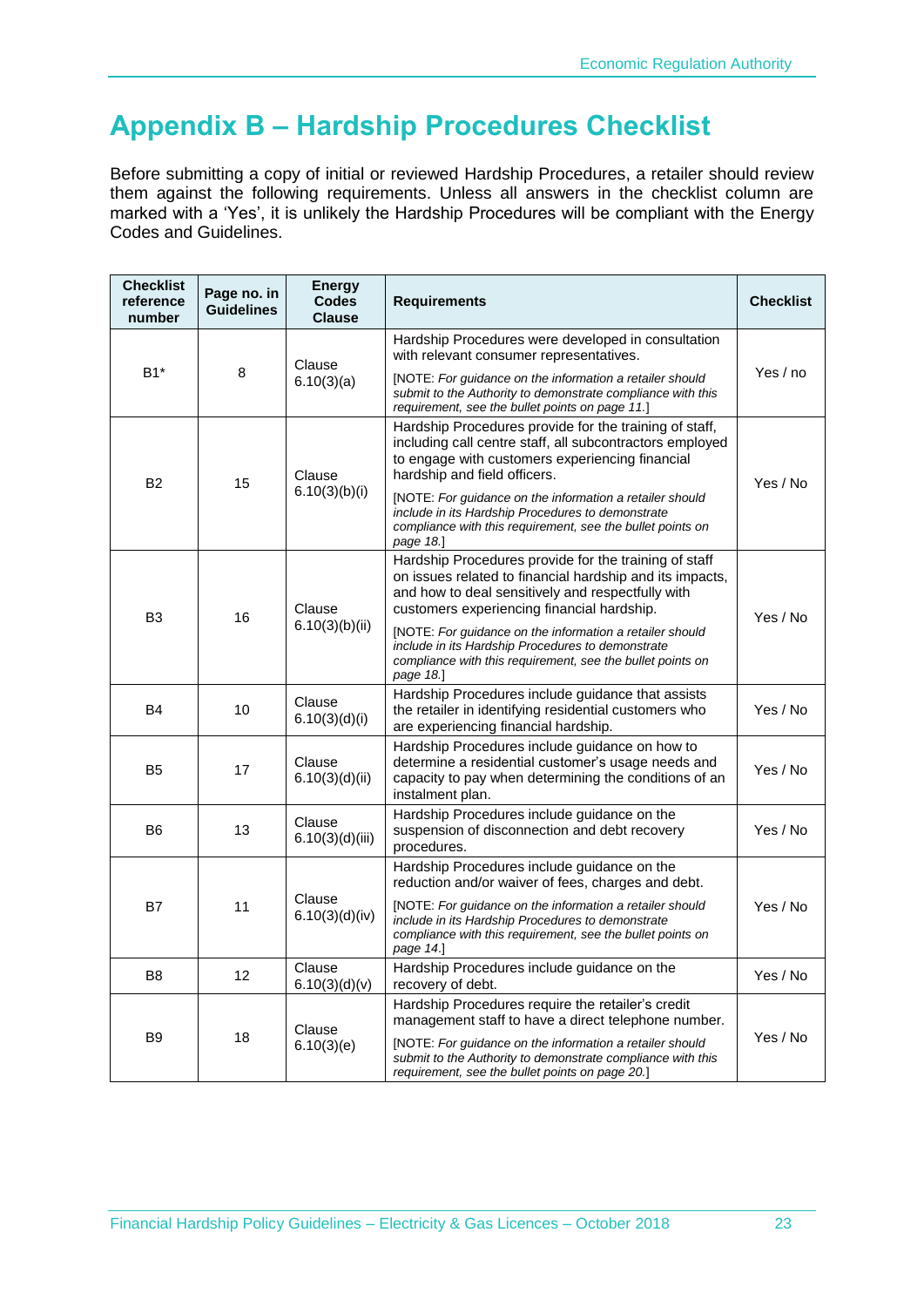# Appendix B – Hardship Procedures Checklist

Before submitting a copy of initial or reviewed Hardship Procedures, a retailer should review them against the following requirements. Unless all answers in the checklist column are marked with a 'Yes', it is unlikely the Hardship Procedures will be compliant with the Energy Codes and Guidelines.

| Checklist reference number | Page no. in Guidelines | Energy Codes Clause | Requirements | Checklist |
|---|---|---|---|---|
| B1* | 8 | Clause 6.10(3)(a) | Hardship Procedures were developed in consultation with relevant consumer representatives.<br>[NOTE: *For guidance on the information a retailer should submit to the Authority to demonstrate compliance with this requirement, see the bullet points on page 11.*] | Yes / no |
| B2 | 15 | Clause 6.10(3)(b)(i) | Hardship Procedures provide for the training of staff, including call centre staff, all subcontractors employed to engage with customers experiencing financial hardship and field officers.<br>[NOTE: *For guidance on the information a retailer should include in its Hardship Procedures to demonstrate compliance with this requirement, see the bullet points on page 18.*] | Yes / No |
| B3 | 16 | Clause 6.10(3)(b)(ii) | Hardship Procedures provide for the training of staff on issues related to financial hardship and its impacts, and how to deal sensitively and respectfully with customers experiencing financial hardship.<br>[NOTE: *For guidance on the information a retailer should include in its Hardship Procedures to demonstrate compliance with this requirement, see the bullet points on page 18.*] | Yes / No |
| B4 | 10 | Clause 6.10(3)(d)(i) | Hardship Procedures include guidance that assists the retailer in identifying residential customers who are experiencing financial hardship. | Yes / No |
| B5 | 17 | Clause 6.10(3)(d)(ii) | Hardship Procedures include guidance on how to determine a residential customer's usage needs and capacity to pay when determining the conditions of an instalment plan. | Yes / No |
| B6 | 13 | Clause 6.10(3)(d)(iii) | Hardship Procedures include guidance on the suspension of disconnection and debt recovery procedures. | Yes / No |
| B7 | 11 | Clause 6.10(3)(d)(iv) | Hardship Procedures include guidance on the reduction and/or waiver of fees, charges and debt.<br>[NOTE: *For guidance on the information a retailer should include in its Hardship Procedures to demonstrate compliance with this requirement, see the bullet points on page 14.*] | Yes / No |
| B8 | 12 | Clause 6.10(3)(d)(v) | Hardship Procedures include guidance on the recovery of debt. | Yes / No |
| B9 | 18 | Clause 6.10(3)(e) | Hardship Procedures require the retailer's credit management staff to have a direct telephone number.<br>[NOTE: *For guidance on the information a retailer should submit to the Authority to demonstrate compliance with this requirement, see the bullet points on page 20.*] | Yes / No |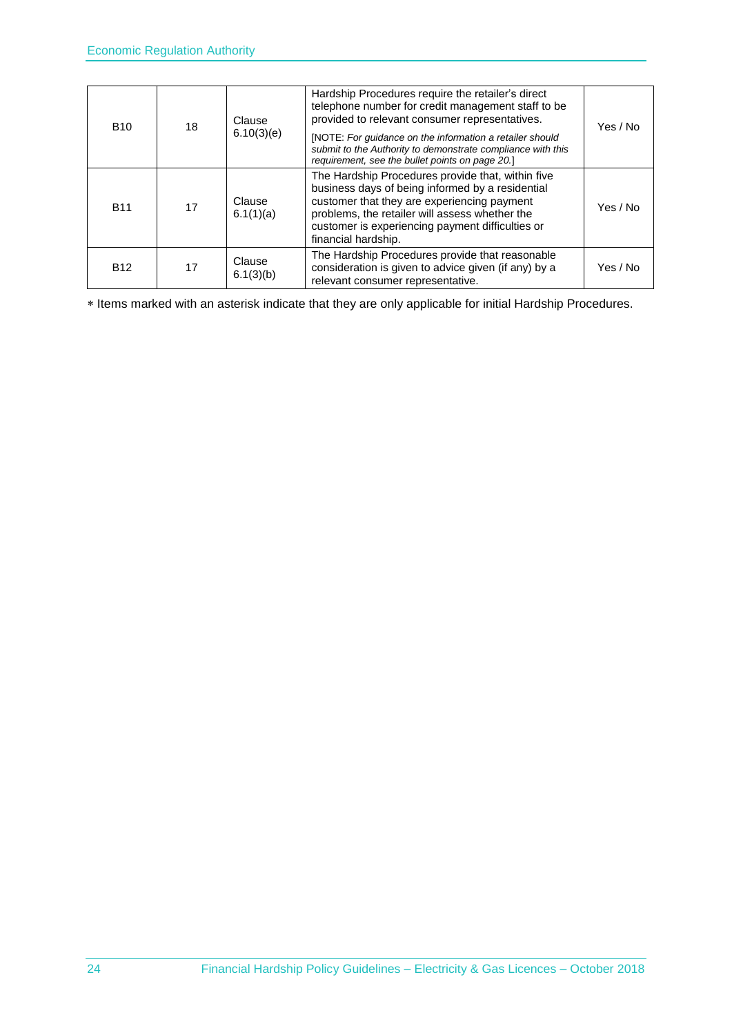| | | | | |
|---|---|---|---|---|
| B10 | 18 | Clause 6.10(3)(e) | Hardship Procedures require the retailer's direct telephone number for credit management staff to be provided to relevant consumer representatives.<br><br>[NOTE: *For guidance on the information a retailer should submit to the Authority to demonstrate compliance with this requirement, see the bullet points on page 20.*] | Yes / No |
| B11 | 17 | Clause 6.1(1)(a) | The Hardship Procedures provide that, within five business days of being informed by a residential customer that they are experiencing payment problems, the retailer will assess whether the customer is experiencing payment difficulties or financial hardship. | Yes / No |
| B12 | 17 | Clause 6.1(3)(b) | The Hardship Procedures provide that reasonable consideration is given to advice given (if any) by a relevant consumer representative. | Yes / No |

∗ Items marked with an asterisk indicate that they are only applicable for initial Hardship Procedures.